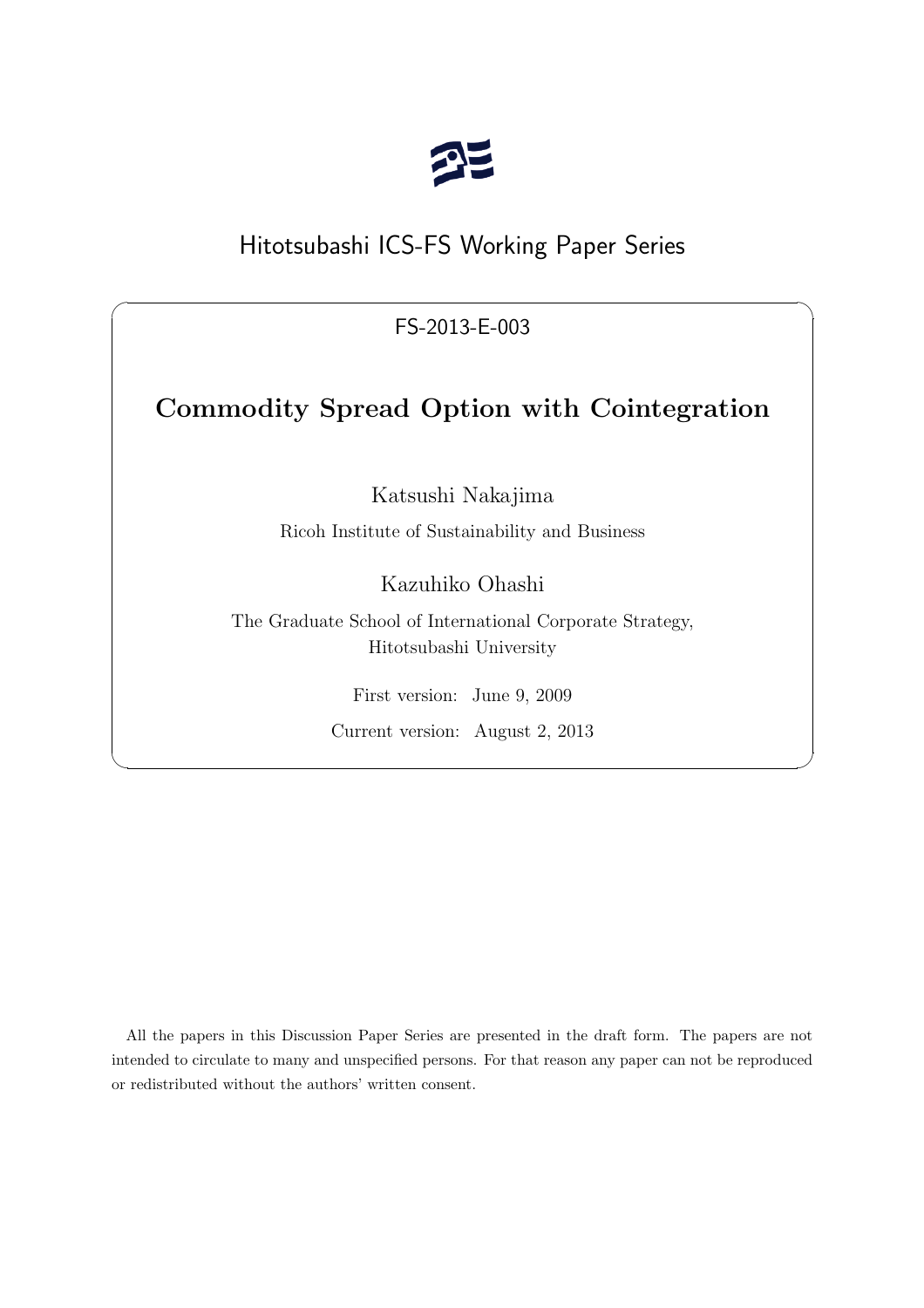# Hitotsubashi ICS-FS Working Paper Series

FS-2013-E-003

## Commodity Spread Option with Cointegration

Katsushi Nakajima

Ricoh Institute of Sustainability and Business

Kazuhiko Ohashi

The Graduate School of International Corporate Strategy, Hitotsubashi University

First version: June 9, 2009

Current version: August 2, 2013

All the papers in this Discussion Paper Series are presented in the draft form. The papers are not intended to circulate to many and unspecified persons. For that reason any paper can not be reproduced or redistributed without the authors' written consent.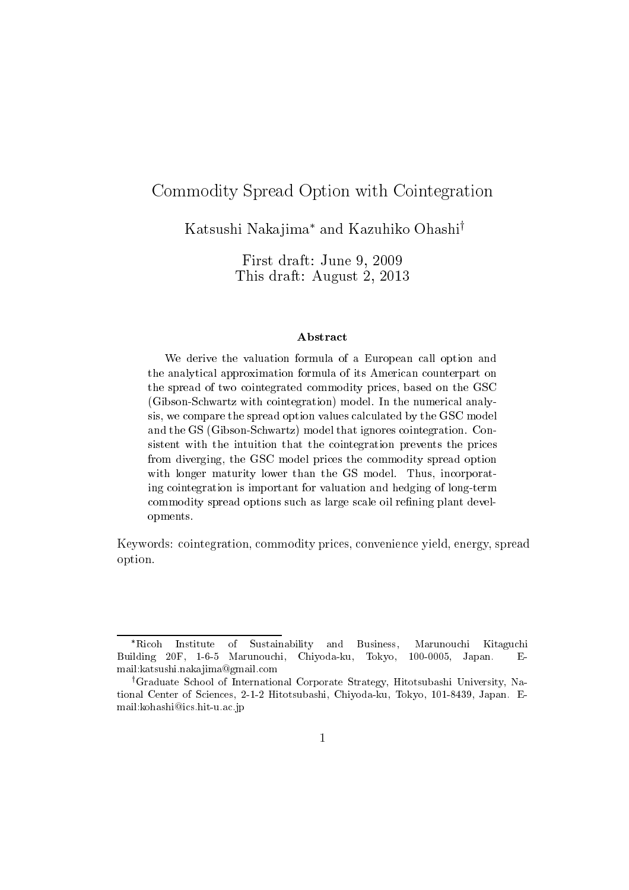# Commodity Spread Option with Cointegration

Katsushi Nakajima* and Kazuhiko Ohashi†

First draft: June 9, 2009
This draft: August 2, 2013

### Abstract

We derive the valuation formula of a European call option and the analytical approximation formula of its American counterpart on the spread of two cointegrated commodity prices, based on the GSC (Gibson-Schwartz with cointegration) model. In the numerical analysis, we compare the spread option values calculated by the GSC model and the GS (Gibson-Schwartz) model that ignores cointegration. Consistent with the intuition that the cointegration prevents the prices from diverging, the GSC model prices the commodity spread option with longer maturity lower than the GS model. Thus, incorporating cointegration is important for valuation and hedging of long-term commodity spread options such as large scale oil refining plant developments.

Keywords: cointegration, commodity prices, convenience yield, energy, spread option.

---

*Ricoh Institute of Sustainability and Business, Marunouchi Kitaguchi Building 20F, 1-6-5 Marunouchi, Chiyoda-ku, Tokyo, 100-0005, Japan. E-mail:katsushi.nakajima@gmail.com

†Graduate School of International Corporate Strategy, Hitotsubashi University, National Center of Sciences, 2-1-2 Hitotsubashi, Chiyoda-ku, Tokyo, 101-8439, Japan. E-mail:kohashi@ics.hit-u.ac.jp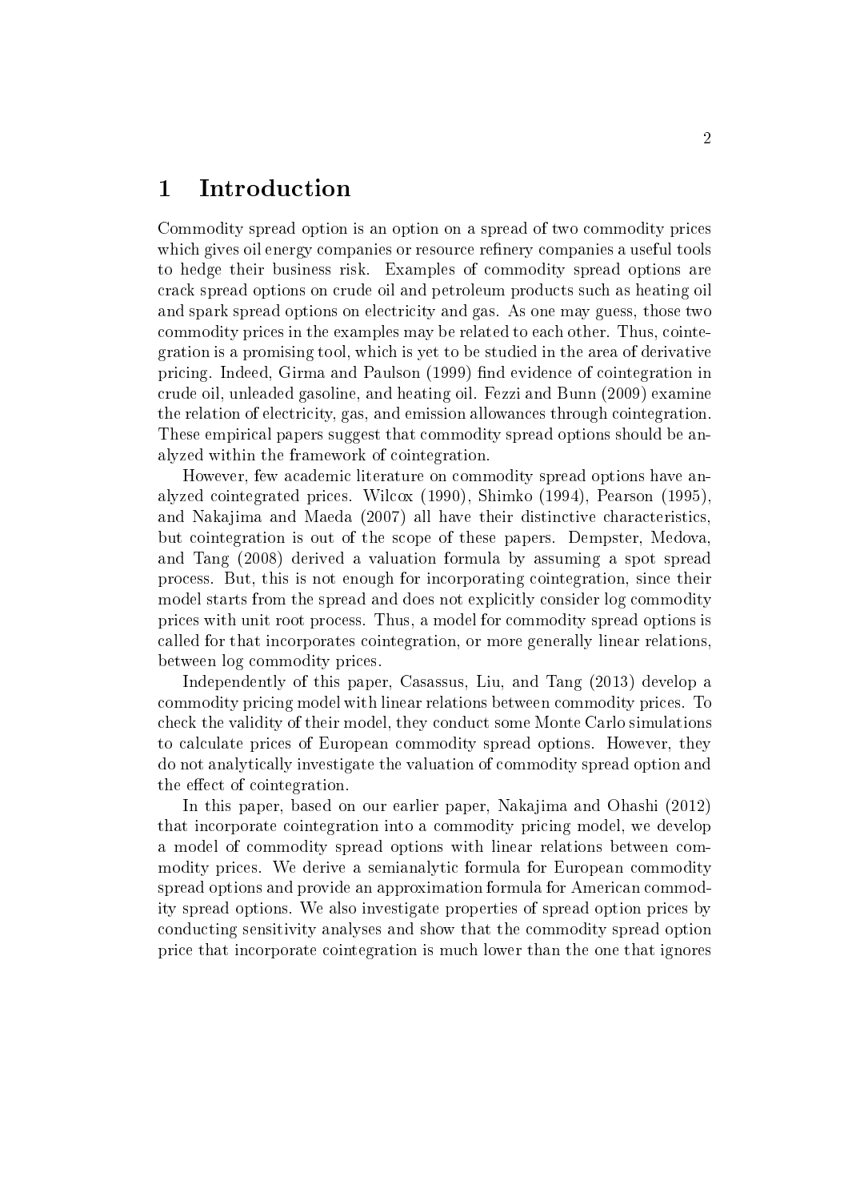# 1 Introduction

Commodity spread option is an option on a spread of two commodity prices which gives oil energy companies or resource refinery companies a useful tools to hedge their business risk. Examples of commodity spread options are crack spread options on crude oil and petroleum products such as heating oil and spark spread options on electricity and gas. As one may guess, those two commodity prices in the examples may be related to each other. Thus, cointegration is a promising tool, which is yet to be studied in the area of derivative pricing. Indeed, Girma and Paulson (1999) find evidence of cointegration in crude oil, unleaded gasoline, and heating oil. Fezzi and Bunn (2009) examine the relation of electricity, gas, and emission allowances through cointegration. These empirical papers suggest that commodity spread options should be analyzed within the framework of cointegration.

However, few academic literature on commodity spread options have analyzed cointegrated prices. Wilcox (1990), Shimko (1994), Pearson (1995), and Nakajima and Maeda (2007) all have their distinctive characteristics, but cointegration is out of the scope of these papers. Dempster, Medova, and Tang (2008) derived a valuation formula by assuming a spot spread process. But, this is not enough for incorporating cointegration, since their model starts from the spread and does not explicitly consider log commodity prices with unit root process. Thus, a model for commodity spread options is called for that incorporates cointegration, or more generally linear relations, between log commodity prices.

Independently of this paper, Casassus, Liu, and Tang (2013) develop a commodity pricing model with linear relations between commodity prices. To check the validity of their model, they conduct some Monte Carlo simulations to calculate prices of European commodity spread options. However, they do not analytically investigate the valuation of commodity spread option and the effect of cointegration.

In this paper, based on our earlier paper, Nakajima and Ohashi (2012) that incorporate cointegration into a commodity pricing model, we develop a model of commodity spread options with linear relations between commodity prices. We derive a semianalytic formula for European commodity spread options and provide an approximation formula for American commodity spread options. We also investigate properties of spread option prices by conducting sensitivity analyses and show that the commodity spread option price that incorporate cointegration is much lower than the one that ignores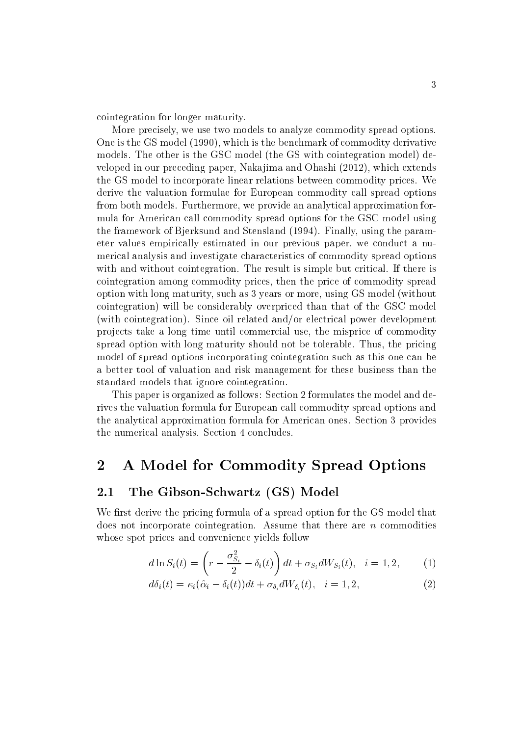cointegration for longer maturity.

More precisely, we use two models to analyze commodity spread options. One is the GS model (1990), which is the benchmark of commodity derivative models. The other is the GSC model (the GS with cointegration model) developed in our preceding paper, Nakajima and Ohashi (2012), which extends the GS model to incorporate linear relations between commodity prices. We derive the valuation formulae for European commodity call spread options from both models. Furthermore, we provide an analytical approximation formula for American call commodity spread options for the GSC model using the framework of Bjerksund and Stensland (1994). Finally, using the parameter values empirically estimated in our previous paper, we conduct a numerical analysis and investigate characteristics of commodity spread options with and without cointegration. The result is simple but critical. If there is cointegration among commodity prices, then the price of commodity spread option with long maturity, such as 3 years or more, using GS model (without cointegration) will be considerably overpriced than that of the GSC model (with cointegration). Since oil related and/or electrical power development projects take a long time until commercial use, the misprice of commodity spread option with long maturity should not be tolerable. Thus, the pricing model of spread options incorporating cointegration such as this one can be a better tool of valuation and risk management for these business than the standard models that ignore cointegration.

This paper is organized as follows: Section 2 formulates the model and derives the valuation formula for European call commodity spread options and the analytical approximation formula for American ones. Section 3 provides the numerical analysis. Section 4 concludes.

## 2 A Model for Commodity Spread Options

### 2.1 The Gibson-Schwartz (GS) Model

We first derive the pricing formula of a spread option for the GS model that does not incorporate cointegration. Assume that there are $n$ commodities whose spot prices and convenience yields follow

$$d \ln S_i(t) = \left( r - \frac{\sigma_{S_i}^2}{2} - \delta_i(t) \right) dt + \sigma_{S_i} dW_{S_i}(t), \quad i = 1, 2, \tag{1}$$

$$d\delta_i(t) = \kappa_i(\hat{\alpha}_i - \delta_i(t))dt + \sigma_{\delta_i} dW_{\delta_i}(t), \quad i = 1, 2, \tag{2}$$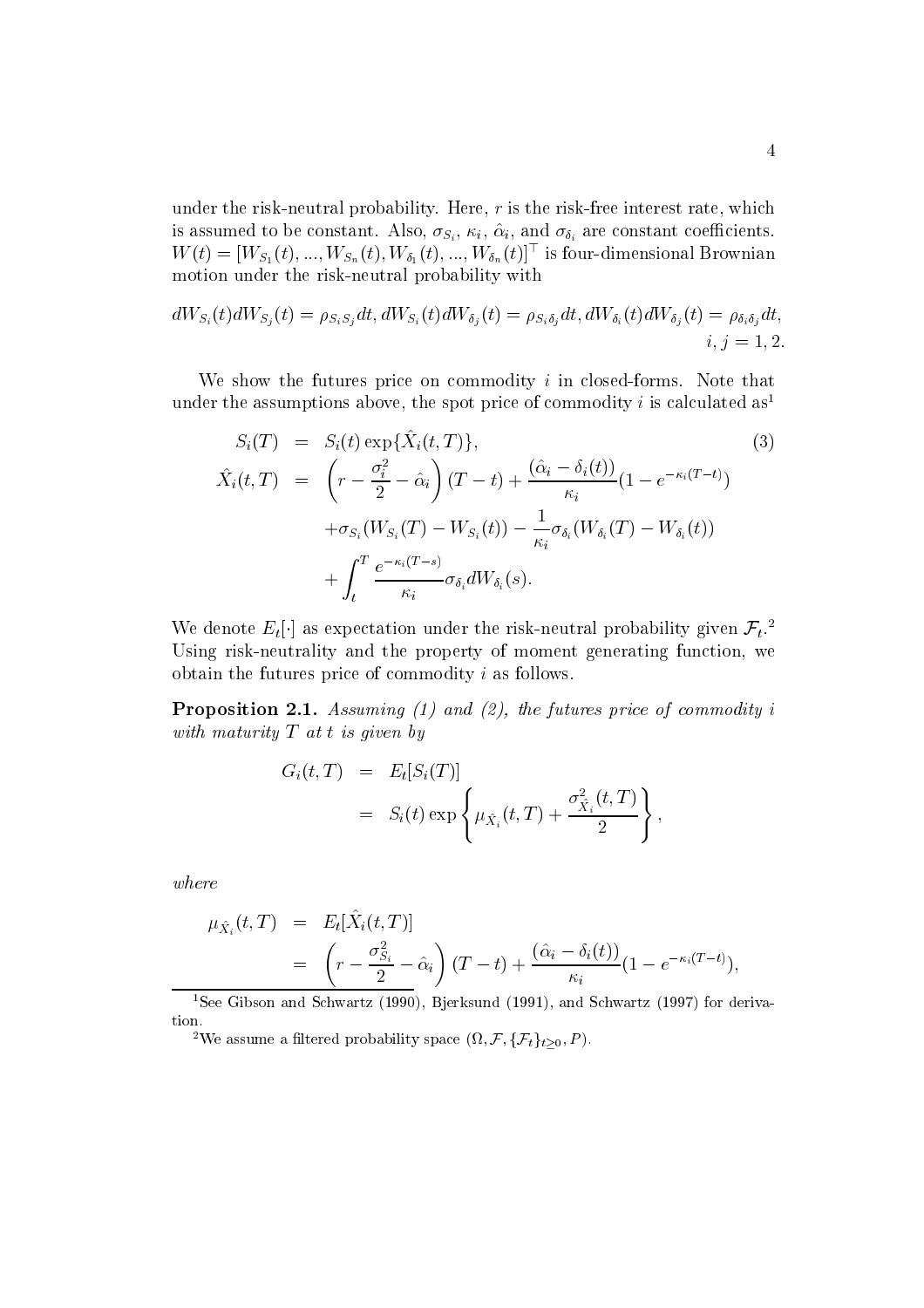under the risk-neutral probability. Here, $r$ is the risk-free interest rate, which is assumed to be constant. Also, $\sigma_{S_i}$, $\kappa_i$, $\hat{\alpha}_i$, and $\sigma_{\delta_i}$ are constant coefficients. $W(t) = [W_{S_1}(t), ..., W_{S_n}(t), W_{\delta_1}(t), ..., W_{\delta_n}(t)]^\top$ is four-dimensional Brownian motion under the risk-neutral probability with

$$dW_{S_i}(t)dW_{S_j}(t) = \rho_{S_iS_j}dt, dW_{S_i}(t)dW_{\delta_j}(t) = \rho_{S_i\delta_j}dt, dW_{\delta_i}(t)dW_{\delta_j}(t) = \rho_{\delta_i\delta_j}dt, \quad i, j = 1, 2.$$

We show the futures price on commodity $i$ in closed-forms. Note that under the assumptions above, the spot price of commodity $i$ is calculated as[1]

$$\begin{aligned}
S_i(T) &= S_i(t)\exp\{\hat{X}_i(t,T)\}, \qquad (3)\\
\hat{X}_i(t,T) &= \left(r - \frac{\sigma_i^2}{2} - \hat{\alpha}_i\right)(T-t) + \frac{(\hat{\alpha}_i - \delta_i(t))}{\kappa_i}(1 - e^{-\kappa_i(T-t)})\\
&\quad + \sigma_{S_i}(W_{S_i}(T) - W_{S_i}(t)) - \frac{1}{\kappa_i}\sigma_{\delta_i}(W_{\delta_i}(T) - W_{\delta_i}(t))\\
&\quad + \int_t^T \frac{e^{-\kappa_i(T-s)}}{\kappa_i}\sigma_{\delta_i}dW_{\delta_i}(s).
\end{aligned}$$

We denote $E_t[\cdot]$ as expectation under the risk-neutral probability given $\mathcal{F}_t$.[2] Using risk-neutrality and the property of moment generating function, we obtain the futures price of commodity $i$ as follows.

**Proposition 2.1.** *Assuming (1) and (2), the futures price of commodity $i$ with maturity $T$ at $t$ is given by*

$$\begin{aligned}
G_i(t,T) &= E_t[S_i(T)]\\
&= S_i(t)\exp\left\{\mu_{\hat{X}_i}(t,T) + \frac{\sigma^2_{\hat{X}_i}(t,T)}{2}\right\},
\end{aligned}$$

*where*

$$\begin{aligned}
\mu_{\hat{X}_i}(t,T) &= E_t[\hat{X}_i(t,T)]\\
&= \left(r - \frac{\sigma_{S_i}^2}{2} - \hat{\alpha}_i\right)(T-t) + \frac{(\hat{\alpha}_i - \delta_i(t))}{\kappa_i}(1 - e^{-\kappa_i(T-t)}),
\end{aligned}$$

[1] See Gibson and Schwartz (1990), Bjerksund (1991), and Schwartz (1997) for derivation.

[2] We assume a filtered probability space $(\Omega, \mathcal{F}, \{\mathcal{F}_t\}_{t\geq 0}, P)$.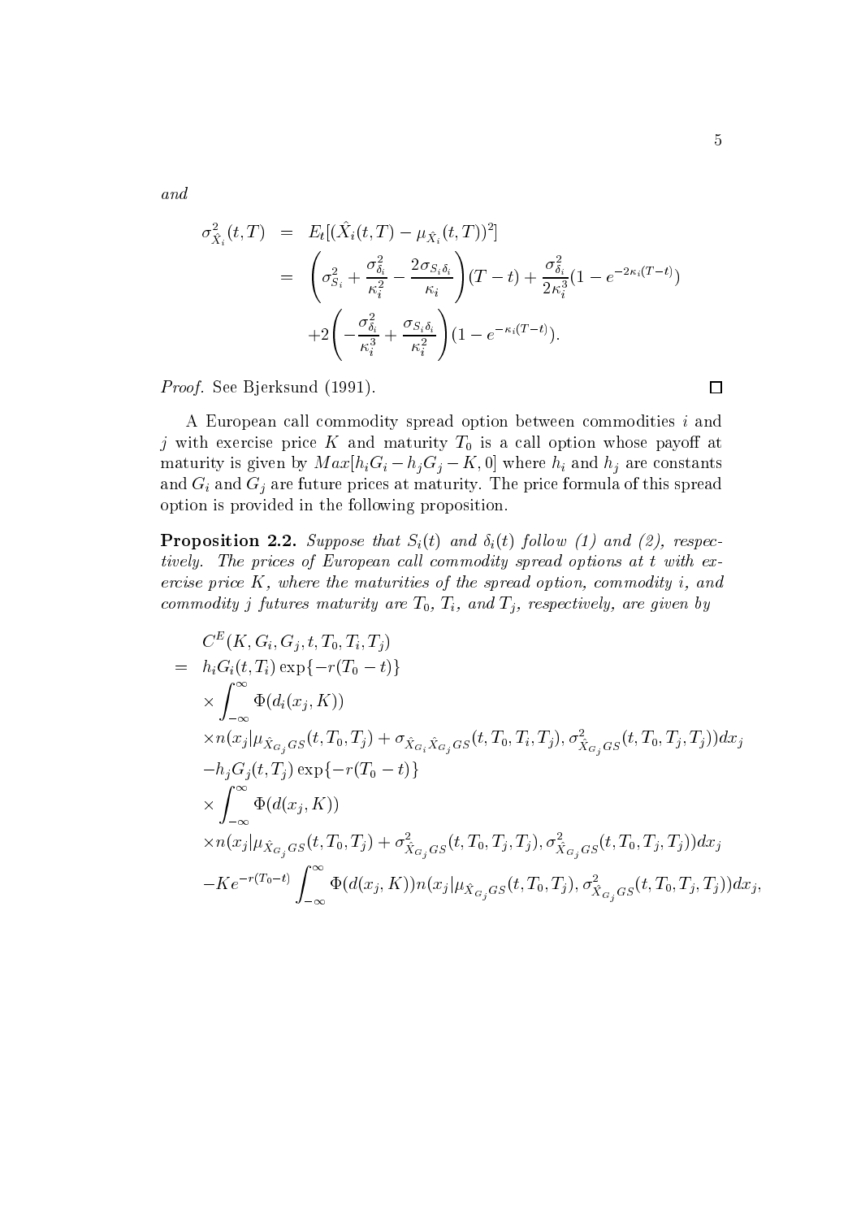*and*

$$
\begin{aligned}
\sigma^2_{\hat{X}_i}(t,T) &= E_t[(\hat{X}_i(t,T) - \mu_{\hat{X}_i}(t,T))^2] \\
&= \left(\sigma^2_{S_i} + \frac{\sigma^2_{\delta_i}}{\kappa_i^2} - \frac{2\sigma_{S_i\delta_i}}{\kappa_i}\right)(T-t) + \frac{\sigma^2_{\delta_i}}{2\kappa_i^3}(1 - e^{-2\kappa_i(T-t)}) \\
&\quad + 2\left(-\frac{\sigma^2_{\delta_i}}{\kappa_i^3} + \frac{\sigma_{S_i\delta_i}}{\kappa_i^2}\right)(1 - e^{-\kappa_i(T-t)}).
\end{aligned}
$$

*Proof.* See Bjerksund (1991). □

A European call commodity spread option between commodities $i$ and $j$ with exercise price $K$ and maturity $T_0$ is a call option whose payoff at maturity is given by $Max[h_iG_i - h_jG_j - K, 0]$ where $h_i$ and $h_j$ are constants and $G_i$ and $G_j$ are future prices at maturity. The price formula of this spread option is provided in the following proposition.

**Proposition 2.2.** *Suppose that $S_i(t)$ and $\delta_i(t)$ follow (1) and (2), respectively. The prices of European call commodity spread options at $t$ with exercise price $K$, where the maturities of the spread option, commodity $i$, and commodity $j$ futures maturity are $T_0$, $T_i$, and $T_j$, respectively, are given by*

$$
\begin{aligned}
& C^E(K, G_i, G_j, t, T_0, T_i, T_j) \\
= \; & h_i G_i(t, T_i) \exp\{-r(T_0 - t)\} \\
& \times \int_{-\infty}^{\infty} \Phi(d_i(x_j, K)) \\
& \times n(x_j | \mu_{\hat{X}_{G_j}GS}(t, T_0, T_j) + \sigma_{\hat{X}_{G_i}\hat{X}_{G_j}GS}(t, T_0, T_i, T_j), \sigma^2_{\hat{X}_{G_j}GS}(t, T_0, T_j, T_j)) dx_j \\
& - h_j G_j(t, T_j) \exp\{-r(T_0 - t)\} \\
& \times \int_{-\infty}^{\infty} \Phi(d(x_j, K)) \\
& \times n(x_j | \mu_{\hat{X}_{G_j}GS}(t, T_0, T_j) + \sigma^2_{\hat{X}_{G_j}GS}(t, T_0, T_j, T_j), \sigma^2_{\hat{X}_{G_j}GS}(t, T_0, T_j, T_j)) dx_j \\
& - K e^{-r(T_0 - t)} \int_{-\infty}^{\infty} \Phi(d(x_j, K)) n(x_j | \mu_{\hat{X}_{G_j}GS}(t, T_0, T_j), \sigma^2_{\hat{X}_{G_j}GS}(t, T_0, T_j, T_j)) dx_j,
\end{aligned}
$$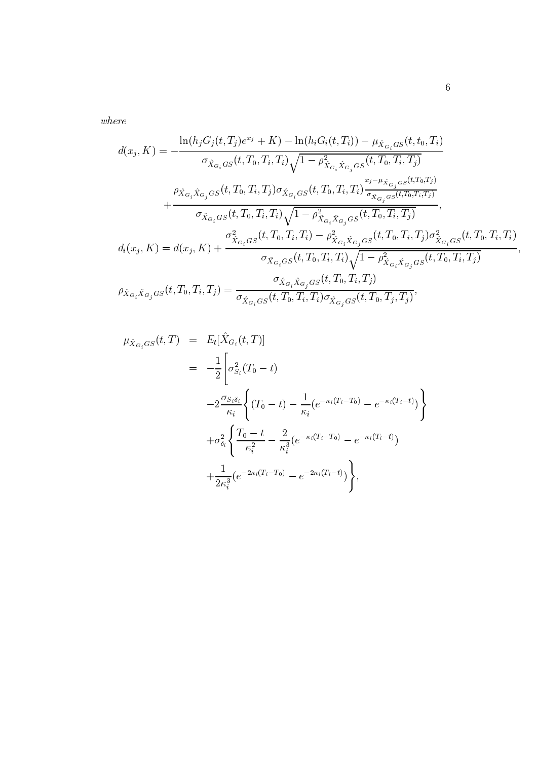*where*

$$d(x_j, K) = -\frac{\ln(h_j G_j(t, T_j)e^{x_j} + K) - \ln(h_i G_i(t, T_i)) - \mu_{\hat{X}_{G_i}GS}(t, t_0, T_i)}{\sigma_{\hat{X}_{G_i}GS}(t, T_0, T_i, T_i)\sqrt{1 - \rho^2_{\hat{X}_{G_i}\hat{X}_{G_j}GS}(t, T_0, T_i, T_j)}}$$

$$+\frac{\rho_{\hat{X}_{G_i}\hat{X}_{G_j}GS}(t, T_0, T_i, T_j)\sigma_{\hat{X}_{G_i}GS}(t, T_0, T_i, T_i)\frac{x_j - \mu_{\hat{X}_{G_j}GS}(t, T_0, T_j)}{\sigma_{\hat{X}_{G_j}GS}(t, T_0, T_i, T_j)}}{\sigma_{\hat{X}_{G_i}GS}(t, T_0, T_i, T_i)\sqrt{1 - \rho^2_{\hat{X}_{G_i}\hat{X}_{G_j}GS}(t, T_0, T_i, T_j)}},$$

$$d_i(x_j, K) = d(x_j, K) + \frac{\sigma^2_{\hat{X}_{G_i}GS}(t, T_0, T_i, T_i) - \rho^2_{\hat{X}_{G_i}\hat{X}_{G_j}GS}(t, T_0, T_i, T_j)\sigma^2_{\hat{X}_{G_i}GS}(t, T_0, T_i, T_i)}{\sigma_{\hat{X}_{G_i}GS}(t, T_0, T_i, T_i)\sqrt{1 - \rho^2_{\hat{X}_{G_i}\hat{X}_{G_j}GS}(t, T_0, T_i, T_j)}},$$

$$\rho_{\hat{X}_{G_i}\hat{X}_{G_j}GS}(t, T_0, T_i, T_j) = \frac{\sigma_{\hat{X}_{G_i}\hat{X}_{G_j}GS}(t, T_0, T_i, T_j)}{\sigma_{\hat{X}_{G_i}GS}(t, T_0, T_i, T_i)\sigma_{\hat{X}_{G_j}GS}(t, T_0, T_j, T_j)},$$

$$\begin{aligned}
\mu_{\hat{X}_{G_i}GS}(t, T) &= E_t[\hat{X}_{G_i}(t, T)] \\
&= -\frac{1}{2}\Bigg[\sigma^2_{S_i}(T_0 - t) \\
&\quad -2\frac{\sigma_{S_i\delta_i}}{\kappa_i}\Bigg\{(T_0 - t) - \frac{1}{\kappa_i}(e^{-\kappa_i(T_i - T_0)} - e^{-\kappa_i(T_i - t)})\Bigg\} \\
&\quad +\sigma^2_{\delta_i}\Bigg\{\frac{T_0 - t}{\kappa_i^2} - \frac{2}{\kappa_i^3}(e^{-\kappa_i(T_i - T_0)} - e^{-\kappa_i(T_i - t)}) \\
&\quad +\frac{1}{2\kappa_i^3}(e^{-2\kappa_i(T_i - T_0)} - e^{-2\kappa_i(T_i - t)})\Bigg\},
\end{aligned}$$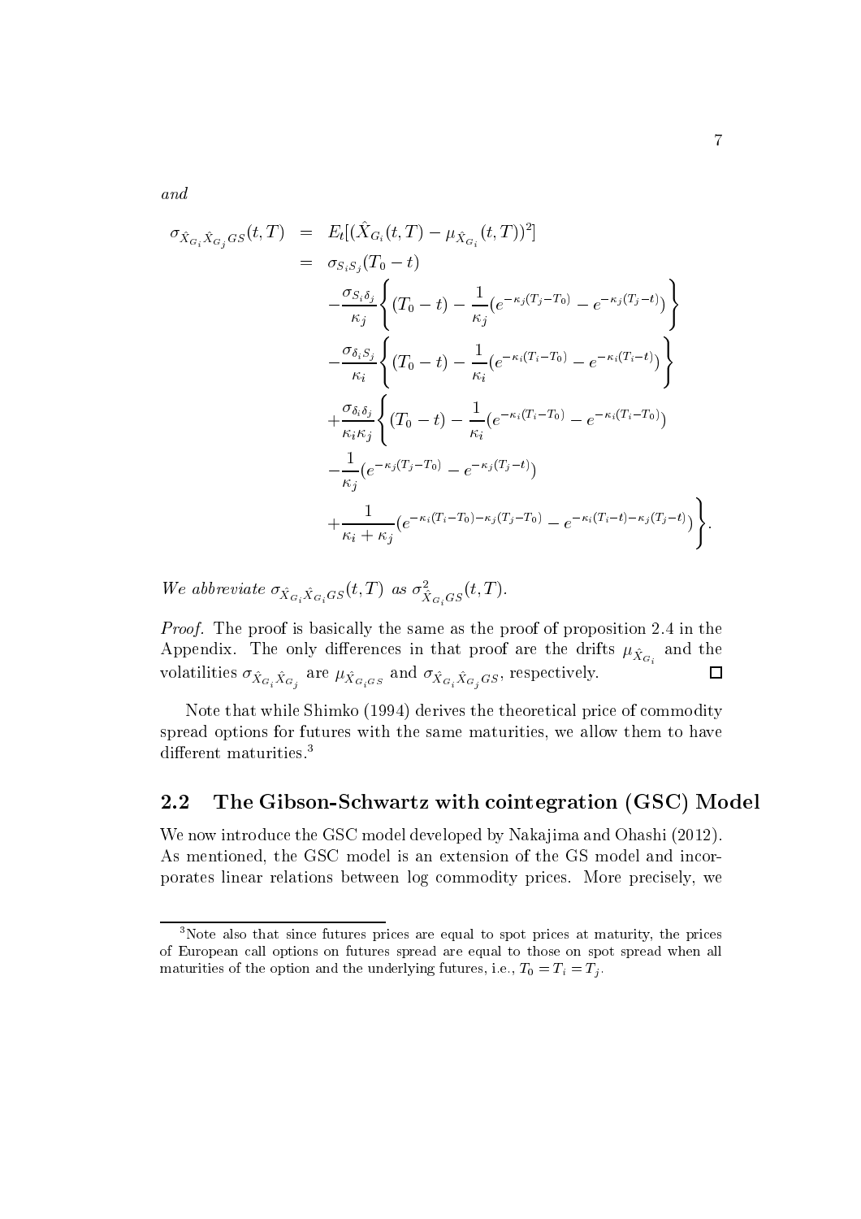*and*

$$
\begin{aligned}
\sigma_{\hat{X}_{G_i}\hat{X}_{G_j}GS}(t,T) &= E_t[(\hat{X}_{G_i}(t,T) - \mu_{\hat{X}_{G_i}}(t,T))^2] \\
&= \sigma_{S_iS_j}(T_0 - t) \\
&\quad -\frac{\sigma_{S_i\delta_j}}{\kappa_j}\left\{(T_0 - t) - \frac{1}{\kappa_j}(e^{-\kappa_j(T_j - T_0)} - e^{-\kappa_j(T_j - t)})\right\} \\
&\quad -\frac{\sigma_{\delta_iS_j}}{\kappa_i}\left\{(T_0 - t) - \frac{1}{\kappa_i}(e^{-\kappa_i(T_i - T_0)} - e^{-\kappa_i(T_i - t)})\right\} \\
&\quad +\frac{\sigma_{\delta_i\delta_j}}{\kappa_i\kappa_j}\left\{(T_0 - t) - \frac{1}{\kappa_i}(e^{-\kappa_i(T_i - T_0)} - e^{-\kappa_i(T_i - T_0)})\right. \\
&\quad -\frac{1}{\kappa_j}(e^{-\kappa_j(T_j - T_0)} - e^{-\kappa_j(T_j - t)}) \\
&\quad \left. +\frac{1}{\kappa_i + \kappa_j}(e^{-\kappa_i(T_i - T_0) - \kappa_j(T_j - T_0)} - e^{-\kappa_i(T_i - t) - \kappa_j(T_j - t)})\right\}.
\end{aligned}
$$

*We abbreviate* $\sigma_{\hat{X}_{G_i}\hat{X}_{G_i}GS}(t,T)$ *as* $\sigma^2_{\hat{X}_{G_i}GS}(t,T)$.

*Proof.* The proof is basically the same as the proof of proposition 2.4 in the Appendix. The only differences in that proof are the drifts $\mu_{\hat{X}_{G_i}}$ and the volatilities $\sigma_{\hat{X}_{G_i}\hat{X}_{G_j}}$ are $\mu_{\hat{X}_{G_i}GS}$ and $\sigma_{\hat{X}_{G_i}\hat{X}_{G_j}GS}$, respectively. □

Note that while Shimko (1994) derives the theoretical price of commodity spread options for futures with the same maturities, we allow them to have different maturities.[3]

## 2.2 The Gibson-Schwartz with cointegration (GSC) Model

We now introduce the GSC model developed by Nakajima and Ohashi (2012). As mentioned, the GSC model is an extension of the GS model and incorporates linear relations between log commodity prices. More precisely, we

[3] Note also that since futures prices are equal to spot prices at maturity, the prices of European call options on futures spread are equal to those on spot spread when all maturities of the option and the underlying futures, i.e., $T_0 = T_i = T_j$.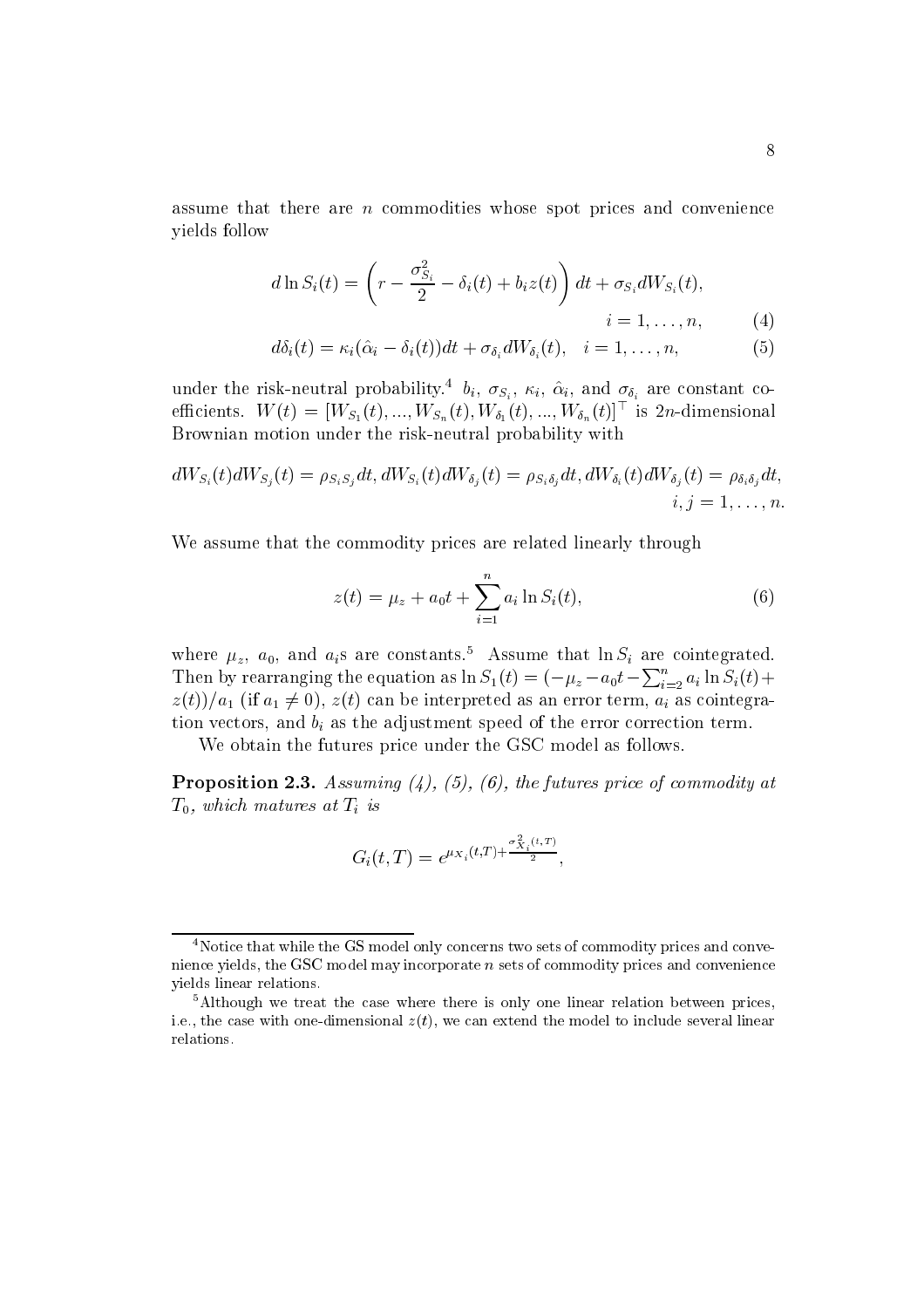assume that there are $n$ commodities whose spot prices and convenience yields follow

$$d \ln S_i(t) = \left( r - \frac{\sigma_{S_i}^2}{2} - \delta_i(t) + b_i z(t) \right) dt + \sigma_{S_i} dW_{S_i}(t), \quad i = 1, \ldots, n, \tag{4}$$

$$d\delta_i(t) = \kappa_i(\hat{\alpha}_i - \delta_i(t))dt + \sigma_{\delta_i} dW_{\delta_i}(t), \quad i = 1, \ldots, n, \tag{5}$$

under the risk-neutral probability.[4] $b_i$, $\sigma_{S_i}$, $\kappa_i$, $\hat{\alpha}_i$, and $\sigma_{\delta_i}$ are constant coefficients. $W(t) = [W_{S_1}(t), ..., W_{S_n}(t), W_{\delta_1}(t), ..., W_{\delta_n}(t)]^\top$ is $2n$-dimensional Brownian motion under the risk-neutral probability with

$$dW_{S_i}(t)dW_{S_j}(t) = \rho_{S_i S_j} dt, dW_{S_i}(t)dW_{\delta_j}(t) = \rho_{S_i \delta_j} dt, dW_{\delta_i}(t)dW_{\delta_j}(t) = \rho_{\delta_i \delta_j} dt, \quad i, j = 1, \ldots, n.$$

We assume that the commodity prices are related linearly through

$$z(t) = \mu_z + a_0 t + \sum_{i=1}^{n} a_i \ln S_i(t), \tag{6}$$

where $\mu_z$, $a_0$, and $a_i$s are constants.[5] Assume that $\ln S_i$ are cointegrated. Then by rearranging the equation as $\ln S_1(t) = (-\mu_z - a_0 t - \sum_{i=2}^{n} a_i \ln S_i(t) + z(t))/a_1$ (if $a_1 \neq 0$), $z(t)$ can be interpreted as an error term, $a_i$ as cointegration vectors, and $b_i$ as the adjustment speed of the error correction term.

We obtain the futures price under the GSC model as follows.

**Proposition 2.3.** *Assuming (4), (5), (6), the futures price of commodity at $T_0$, which matures at $T_i$ is*

$$G_i(t, T) = e^{\mu_{X_i}(t,T) + \frac{\sigma_{X_i}^2(t,T)}{2}},$$

[4] Notice that while the GS model only concerns two sets of commodity prices and convenience yields, the GSC model may incorporate $n$ sets of commodity prices and convenience yields linear relations.

[5] Although we treat the case where there is only one linear relation between prices, i.e., the case with one-dimensional $z(t)$, we can extend the model to include several linear relations.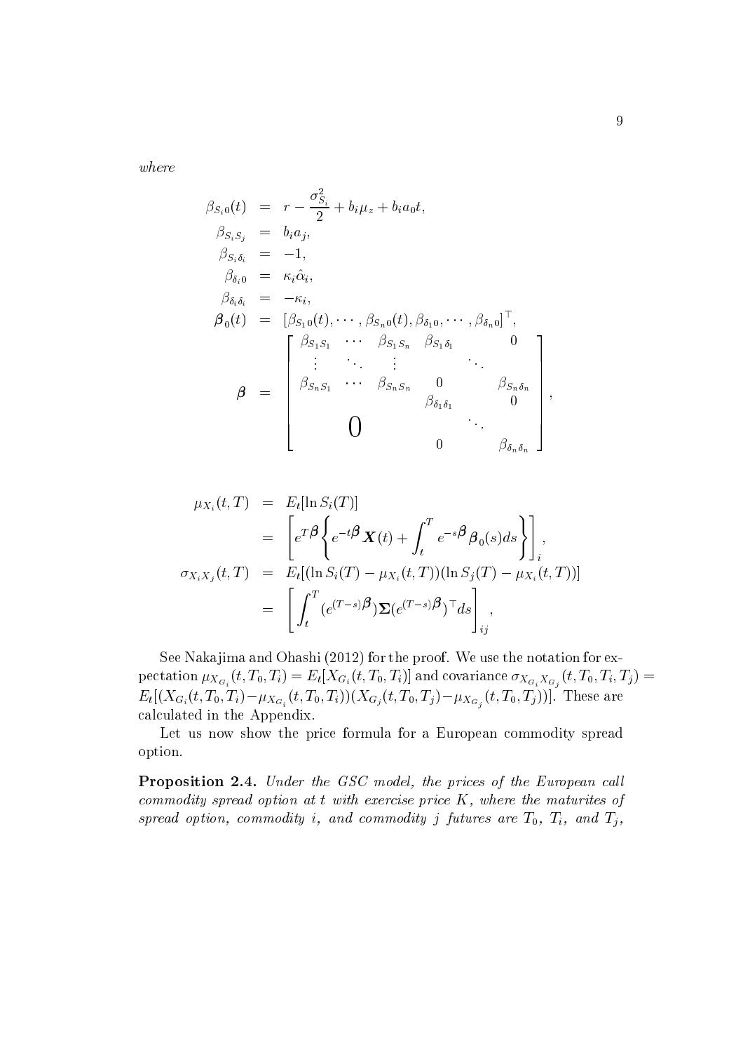*where*

$$
\begin{aligned}
\beta_{S_i 0}(t) &= r - \frac{\sigma_{S_i}^2}{2} + b_i \mu_z + b_i a_0 t, \\
\beta_{S_i S_j} &= b_i a_j, \\
\beta_{S_i \delta_i} &= -1, \\
\beta_{\delta_i 0} &= \kappa_i \hat{\alpha}_i, \\
\beta_{\delta_i \delta_i} &= -\kappa_i, \\
\boldsymbol{\beta}_0(t) &= [\beta_{S_1 0}(t), \cdots, \beta_{S_n 0}(t), \beta_{\delta_1 0}, \cdots, \beta_{\delta_n 0}]^\top, \\
\boldsymbol{\beta} &= \begin{bmatrix}
\beta_{S_1 S_1} & \cdots & \beta_{S_1 S_n} & \beta_{S_1 \delta_1} & & 0 \\
\vdots & \ddots & \vdots & & \ddots & \\
\beta_{S_n S_1} & \cdots & \beta_{S_n S_n} & 0 & & \beta_{S_n \delta_n} \\
 & & & \beta_{\delta_1 \delta_1} & & 0 \\
 & \text{\Large 0} & & & \ddots & \\
 & & & 0 & & \beta_{\delta_n \delta_n}
\end{bmatrix},
\end{aligned}
$$

$$
\begin{aligned}
\mu_{X_i}(t,T) &= E_t[\ln S_i(T)] \\
&= \left[ e^{T\boldsymbol{\beta}} \left\{ e^{-t\boldsymbol{\beta}} \boldsymbol{X}(t) + \int_t^T e^{-s\boldsymbol{\beta}} \boldsymbol{\beta}_0(s) ds \right\} \right]_i, \\
\sigma_{X_i X_j}(t,T) &= E_t[(\ln S_i(T) - \mu_{X_i}(t,T))(\ln S_j(T) - \mu_{X_i}(t,T))] \\
&= \left[ \int_t^T (e^{(T-s)\boldsymbol{\beta}}) \boldsymbol{\Sigma} (e^{(T-s)\boldsymbol{\beta}})^\top ds \right]_{ij},
\end{aligned}
$$

See Nakajima and Ohashi (2012) for the proof. We use the notation for expectation $\mu_{X_{G_i}}(t, T_0, T_i) = E_t[X_{G_i}(t, T_0, T_i)]$ and covariance $\sigma_{X_{G_i} X_{G_j}}(t, T_0, T_i, T_j) = E_t[(X_{G_i}(t, T_0, T_i) - \mu_{X_{G_i}}(t, T_0, T_i))(X_{G_j}(t, T_0, T_j) - \mu_{X_{G_j}}(t, T_0, T_j))]$. These are calculated in the Appendix.

Let us now show the price formula for a European commodity spread option.

**Proposition 2.4.** *Under the GSC model, the prices of the European call commodity spread option at $t$ with exercise price $K$, where the maturites of spread option, commodity $i$, and commodity $j$ futures are $T_0$, $T_i$, and $T_j$,*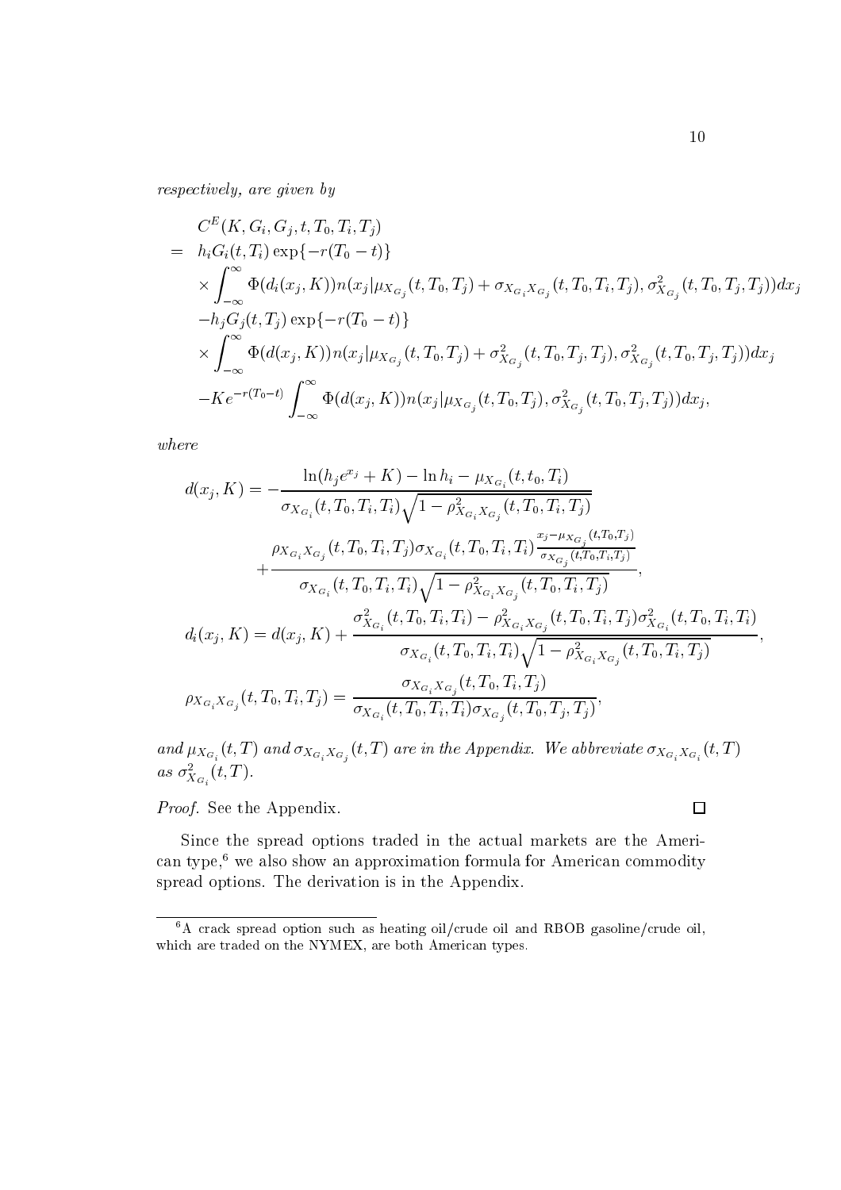*respectively, are given by*

$$
\begin{aligned}
& C^E(K, G_i, G_j, t, T_0, T_i, T_j) \\
= \;& h_i G_i(t, T_i) \exp\{-r(T_0 - t)\} \\
& \times \int_{-\infty}^{\infty} \Phi(d_i(x_j, K)) n(x_j | \mu_{X_{G_j}}(t, T_0, T_j) + \sigma_{X_{G_i} X_{G_j}}(t, T_0, T_i, T_j), \sigma^2_{X_{G_j}}(t, T_0, T_j, T_j)) dx_j \\
& - h_j G_j(t, T_j) \exp\{-r(T_0 - t)\} \\
& \times \int_{-\infty}^{\infty} \Phi(d(x_j, K)) n(x_j | \mu_{X_{G_j}}(t, T_0, T_j) + \sigma^2_{X_{G_j}}(t, T_0, T_j, T_j), \sigma^2_{X_{G_j}}(t, T_0, T_j, T_j)) dx_j \\
& - K e^{-r(T_0 - t)} \int_{-\infty}^{\infty} \Phi(d(x_j, K)) n(x_j | \mu_{X_{G_j}}(t, T_0, T_j), \sigma^2_{X_{G_j}}(t, T_0, T_j, T_j)) dx_j,
\end{aligned}
$$

*where*

$$
\begin{aligned}
d(x_j, K) = & -\frac{\ln(h_j e^{x_j} + K) - \ln h_i - \mu_{X_{G_i}}(t, t_0, T_i)}{\sigma_{X_{G_i}}(t, T_0, T_i, T_i)\sqrt{1 - \rho^2_{X_{G_i} X_{G_j}}(t, T_0, T_i, T_j)}} \\
& + \frac{\rho_{X_{G_i} X_{G_j}}(t, T_0, T_i, T_j)\sigma_{X_{G_i}}(t, T_0, T_i, T_i)\frac{x_j - \mu_{X_{G_j}}(t, T_0, T_j)}{\sigma_{X_{G_j}}(t, T_0, T_i, T_j)}}{\sigma_{X_{G_i}}(t, T_0, T_i, T_i)\sqrt{1 - \rho^2_{X_{G_i} X_{G_j}}(t, T_0, T_i, T_j)}}, \\
d_i(x_j, K) = & \; d(x_j, K) + \frac{\sigma^2_{X_{G_i}}(t, T_0, T_i, T_i) - \rho^2_{X_{G_i} X_{G_j}}(t, T_0, T_i, T_j)\sigma^2_{X_{G_i}}(t, T_0, T_i, T_i)}{\sigma_{X_{G_i}}(t, T_0, T_i, T_i)\sqrt{1 - \rho^2_{X_{G_i} X_{G_j}}(t, T_0, T_i, T_j)}}, \\
\rho_{X_{G_i} X_{G_j}}(t, T_0, T_i, T_j) = & \; \frac{\sigma_{X_{G_i} X_{G_j}}(t, T_0, T_i, T_j)}{\sigma_{X_{G_i}}(t, T_0, T_i, T_i)\sigma_{X_{G_j}}(t, T_0, T_j, T_j)},
\end{aligned}
$$

*and* $\mu_{X_{G_i}}(t, T)$ *and* $\sigma_{X_{G_i} X_{G_j}}(t, T)$ *are in the Appendix. We abbreviate* $\sigma_{X_{G_i} X_{G_i}}(t, T)$ *as* $\sigma^2_{X_{G_i}}(t, T)$.

*Proof.* See the Appendix. □

Since the spread options traded in the actual markets are the American type,[6] we also show an approximation formula for American commodity spread options. The derivation is in the Appendix.

[6] A crack spread option such as heating oil/crude oil and RBOB gasoline/crude oil, which are traded on the NYMEX, are both American types.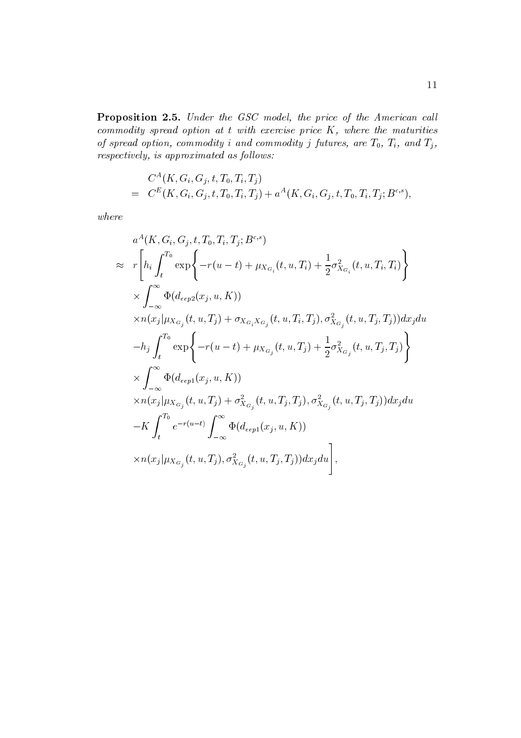**Proposition 2.5.** *Under the GSC model, the price of the American call commodity spread option at $t$ with exercise price $K$, where the maturities of spread option, commodity $i$ and commodity $j$ futures, are $T_0$, $T_i$, and $T_j$, respectively, is approximated as follows:*

$$
\begin{aligned}
& C^A(K, G_i, G_j, t, T_0, T_i, T_j) \\
= \;& C^E(K, G_i, G_j, t, T_0, T_i, T_j) + a^A(K, G_i, G_j, t, T_0, T_i, T_j; B^{c,s}),
\end{aligned}
$$

*where*

$$
\begin{aligned}
& a^A(K, G_i, G_j, t, T_0, T_i, T_j; B^{c,s}) \\
\approx \;& r\Bigg[h_i \int_t^{T_0} \exp\Bigg\{-r(u-t) + \mu_{X_{G_i}}(t, u, T_i) + \frac{1}{2}\sigma^2_{X_{G_i}}(t, u, T_i, T_i)\Bigg\} \\
& \times \int_{-\infty}^{\infty} \Phi(d_{eep2}(x_j, u, K)) \\
& \times n(x_j | \mu_{X_{G_j}}(t, u, T_j) + \sigma_{X_{G_i}X_{G_j}}(t, u, T_i, T_j), \sigma^2_{X_{G_j}}(t, u, T_j, T_j)) dx_j du \\
& - h_j \int_t^{T_0} \exp\Bigg\{-r(u-t) + \mu_{X_{G_j}}(t, u, T_j) + \frac{1}{2}\sigma^2_{X_{G_j}}(t, u, T_j, T_j)\Bigg\} \\
& \times \int_{-\infty}^{\infty} \Phi(d_{eep1}(x_j, u, K)) \\
& \times n(x_j | \mu_{X_{G_j}}(t, u, T_j) + \sigma^2_{X_{G_j}}(t, u, T_j, T_j), \sigma^2_{X_{G_j}}(t, u, T_j, T_j)) dx_j du \\
& - K \int_t^{T_0} e^{-r(u-t)} \int_{-\infty}^{\infty} \Phi(d_{eep1}(x_j, u, K)) \\
& \times n(x_j | \mu_{X_{G_j}}(t, u, T_j), \sigma^2_{X_{G_j}}(t, u, T_j, T_j)) dx_j du \Bigg],
\end{aligned}
$$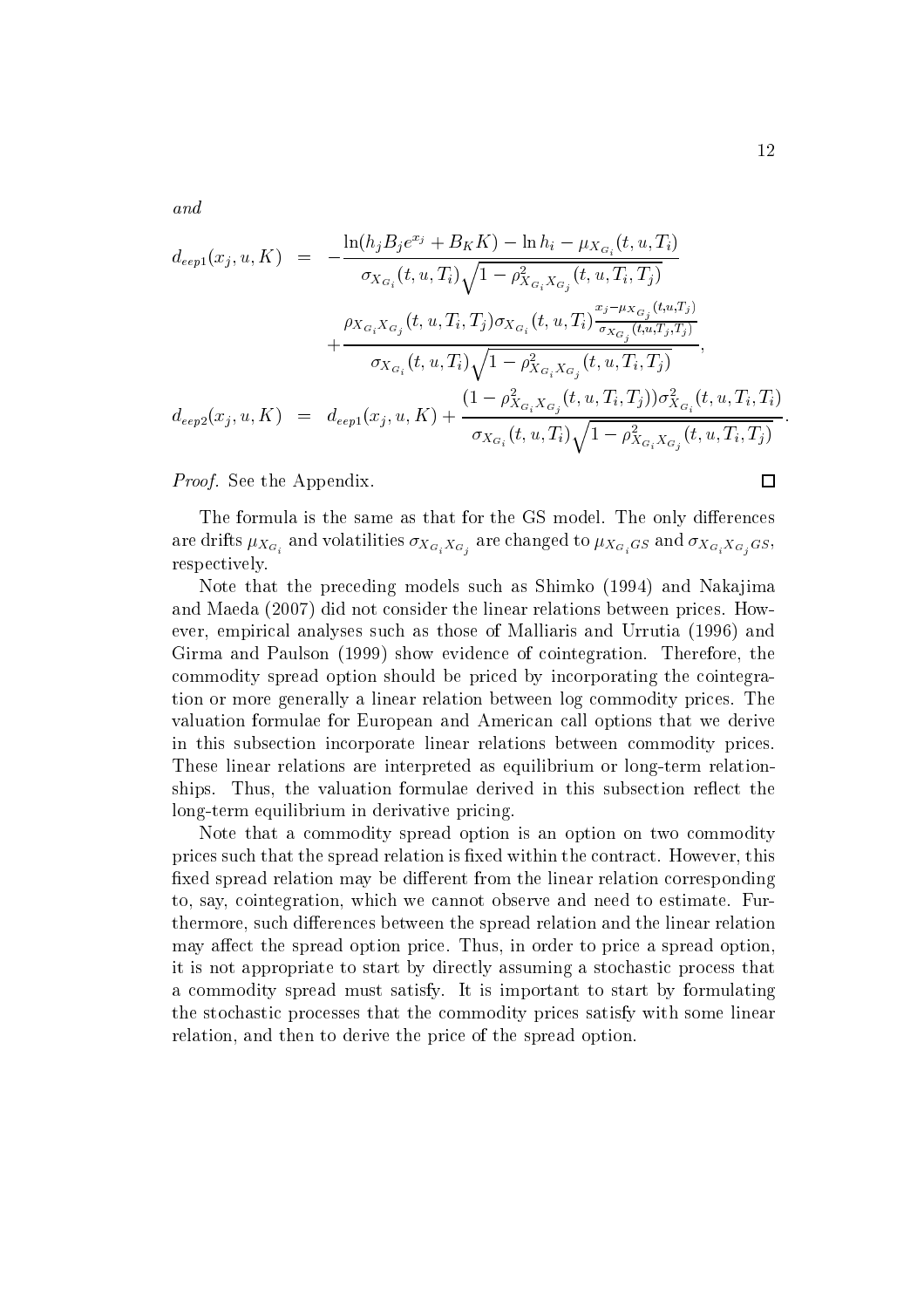*and*

$$
\begin{aligned}
d_{eep1}(x_j,u,K) &= -\frac{\ln(h_j B_j e^{x_j} + B_K K) - \ln h_i - \mu_{X_{G_i}}(t,u,T_i)}{\sigma_{X_{G_i}}(t,u,T_i)\sqrt{1-\rho^2_{X_{G_i}X_{G_j}}(t,u,T_i,T_j)}} \\
&\quad + \frac{\rho_{X_{G_i}X_{G_j}}(t,u,T_i,T_j)\sigma_{X_{G_i}}(t,u,T_i)\frac{x_j - \mu_{X_{G_j}}(t,u,T_j)}{\sigma_{X_{G_j}}(t,u,T_j,T_j)}}{\sigma_{X_{G_i}}(t,u,T_i)\sqrt{1-\rho^2_{X_{G_i}X_{G_j}}(t,u,T_i,T_j)}}, \\
d_{eep2}(x_j,u,K) &= d_{eep1}(x_j,u,K) + \frac{(1-\rho^2_{X_{G_i}X_{G_j}}(t,u,T_i,T_j))\sigma^2_{X_{G_i}}(t,u,T_i,T_i)}{\sigma_{X_{G_i}}(t,u,T_i)\sqrt{1-\rho^2_{X_{G_i}X_{G_j}}(t,u,T_i,T_j)}}.
\end{aligned}
$$

*Proof.* See the Appendix. □

The formula is the same as that for the GS model. The only differences are drifts $\mu_{X_{G_i}}$ and volatilities $\sigma_{X_{G_i}X_{G_j}}$ are changed to $\mu_{X_{G_i}GS}$ and $\sigma_{X_{G_i}X_{G_j}GS}$, respectively.

Note that the preceding models such as Shimko (1994) and Nakajima and Maeda (2007) did not consider the linear relations between prices. However, empirical analyses such as those of Malliaris and Urrutia (1996) and Girma and Paulson (1999) show evidence of cointegration. Therefore, the commodity spread option should be priced by incorporating the cointegration or more generally a linear relation between log commodity prices. The valuation formulae for European and American call options that we derive in this subsection incorporate linear relations between commodity prices. These linear relations are interpreted as equilibrium or long-term relationships. Thus, the valuation formulae derived in this subsection reflect the long-term equilibrium in derivative pricing.

Note that a commodity spread option is an option on two commodity prices such that the spread relation is fixed within the contract. However, this fixed spread relation may be different from the linear relation corresponding to, say, cointegration, which we cannot observe and need to estimate. Furthermore, such differences between the spread relation and the linear relation may affect the spread option price. Thus, in order to price a spread option, it is not appropriate to start by directly assuming a stochastic process that a commodity spread must satisfy. It is important to start by formulating the stochastic processes that the commodity prices satisfy with some linear relation, and then to derive the price of the spread option.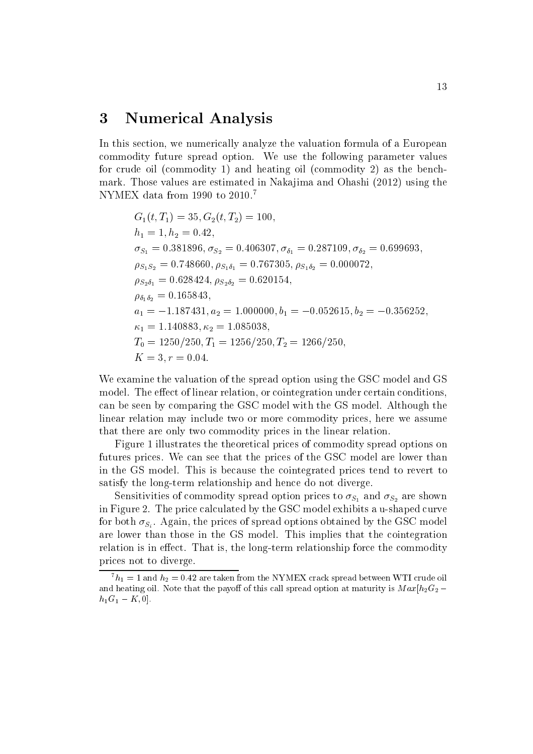## 3 Numerical Analysis

In this section, we numerically analyze the valuation formula of a European commodity future spread option. We use the following parameter values for crude oil (commodity 1) and heating oil (commodity 2) as the benchmark. Those values are estimated in Nakajima and Ohashi (2012) using the NYMEX data from 1990 to 2010.[7]

$$
\begin{aligned}
& G_1(t,T_1) = 35, G_2(t,T_2) = 100, \\
& h_1 = 1, h_2 = 0.42, \\
& \sigma_{S_1} = 0.381896, \sigma_{S_2} = 0.406307, \sigma_{\delta_1} = 0.287109, \sigma_{\delta_2} = 0.699693, \\
& \rho_{S_1 S_2} = 0.748660, \rho_{S_1 \delta_1} = 0.767305, \rho_{S_1 \delta_2} = 0.000072, \\
& \rho_{S_2 \delta_1} = 0.628424, \rho_{S_2 \delta_2} = 0.620154, \\
& \rho_{\delta_1 \delta_2} = 0.165843, \\
& a_1 = -1.187431, a_2 = 1.000000, b_1 = -0.052615, b_2 = -0.356252, \\
& \kappa_1 = 1.140883, \kappa_2 = 1.085038, \\
& T_0 = 1250/250, T_1 = 1256/250, T_2 = 1266/250, \\
& K = 3, r = 0.04.
\end{aligned}
$$

We examine the valuation of the spread option using the GSC model and GS model. The effect of linear relation, or cointegration under certain conditions, can be seen by comparing the GSC model with the GS model. Although the linear relation may include two or more commodity prices, here we assume that there are only two commodity prices in the linear relation.

Figure 1 illustrates the theoretical prices of commodity spread options on futures prices. We can see that the prices of the GSC model are lower than in the GS model. This is because the cointegrated prices tend to revert to satisfy the long-term relationship and hence do not diverge.

Sensitivities of commodity spread option prices to $\sigma_{S_1}$ and $\sigma_{S_2}$ are shown in Figure 2. The price calculated by the GSC model exhibits a u-shaped curve for both $\sigma_{S_i}$. Again, the prices of spread options obtained by the GSC model are lower than those in the GS model. This implies that the cointegration relation is in effect. That is, the long-term relationship force the commodity prices not to diverge.

---

[7] $h_1 = 1$ and $h_2 = 0.42$ are taken from the NYMEX crack spread between WTI crude oil and heating oil. Note that the payoff of this call spread option at maturity is $Max[h_2 G_2 - h_1 G_1 - K, 0]$.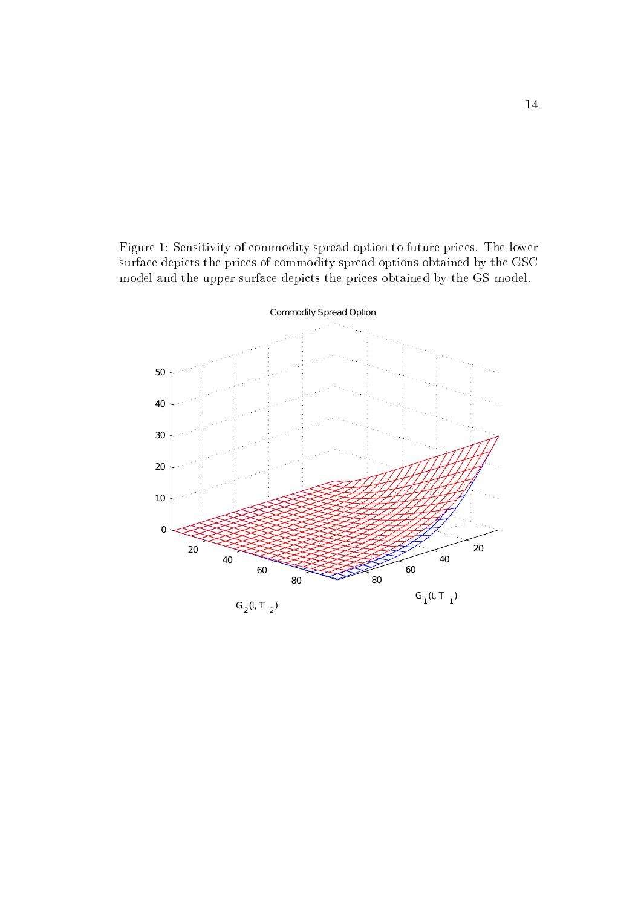Figure 1: Sensitivity of commodity spread option to future prices. The lower surface depicts the prices of commodity spread options obtained by the GSC model and the upper surface depicts the prices obtained by the GS model.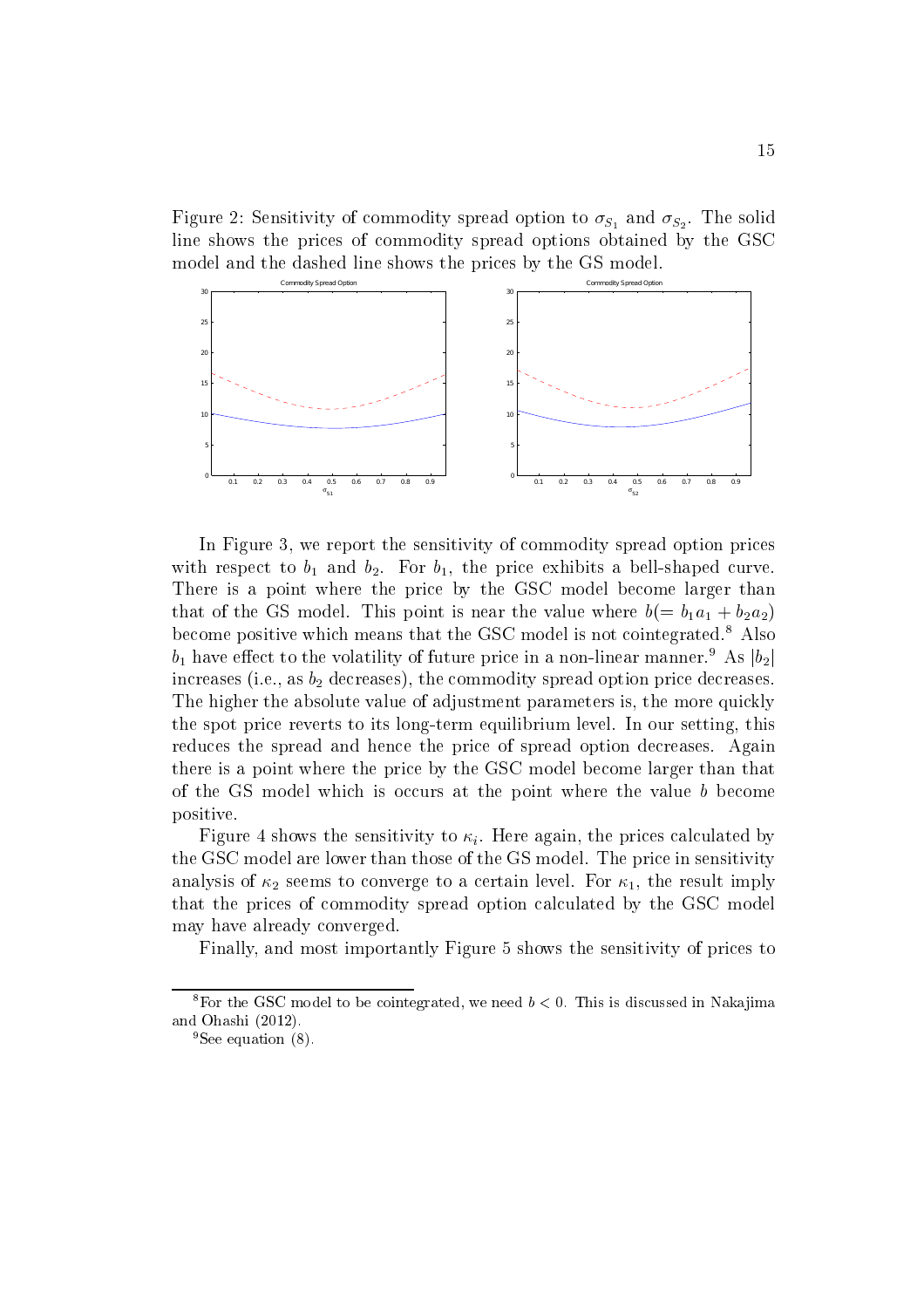Figure 2: Sensitivity of commodity spread option to $\sigma_{S_1}$ and $\sigma_{S_2}$. The solid line shows the prices of commodity spread options obtained by the GSC model and the dashed line shows the prices by the GS model.

In Figure 3, we report the sensitivity of commodity spread option prices with respect to $b_1$ and $b_2$. For $b_1$, the price exhibits a bell-shaped curve. There is a point where the price by the GSC model become larger than that of the GS model. This point is near the value where $b(= b_1 a_1 + b_2 a_2)$ become positive which means that the GSC model is not cointegrated.[8] Also $b_1$ have effect to the volatility of future price in a non-linear manner.[9] As $|b_2|$ increases (i.e., as $b_2$ decreases), the commodity spread option price decreases. The higher the absolute value of adjustment parameters is, the more quickly the spot price reverts to its long-term equilibrium level. In our setting, this reduces the spread and hence the price of spread option decreases. Again there is a point where the price by the GSC model become larger than that of the GS model which is occurs at the point where the value $b$ become positive.

Figure 4 shows the sensitivity to $\kappa_i$. Here again, the prices calculated by the GSC model are lower than those of the GS model. The price in sensitivity analysis of $\kappa_2$ seems to converge to a certain level. For $\kappa_1$, the result imply that the prices of commodity spread option calculated by the GSC model may have already converged.

Finally, and most importantly Figure 5 shows the sensitivity of prices to

[8] For the GSC model to be cointegrated, we need $b < 0$. This is discussed in Nakajima and Ohashi (2012).

[9] See equation (8).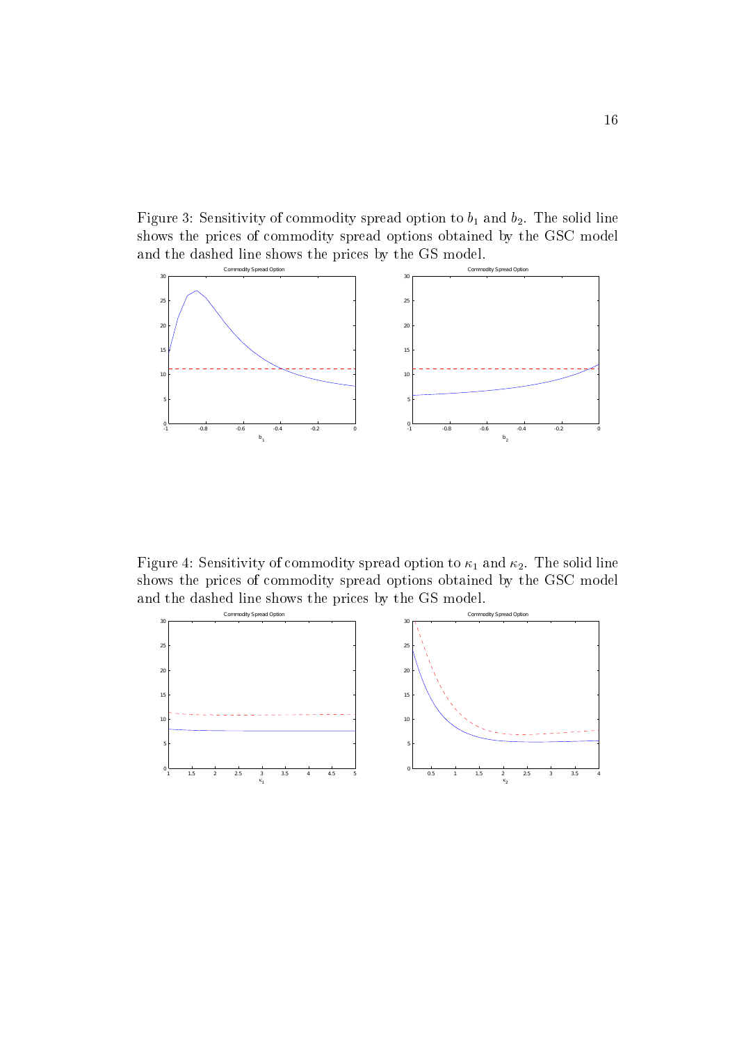Figure 3: Sensitivity of commodity spread option to $b_1$ and $b_2$. The solid line shows the prices of commodity spread options obtained by the GSC model and the dashed line shows the prices by the GS model.

Figure 4: Sensitivity of commodity spread option to $\kappa_1$ and $\kappa_2$. The solid line shows the prices of commodity spread options obtained by the GSC model and the dashed line shows the prices by the GS model.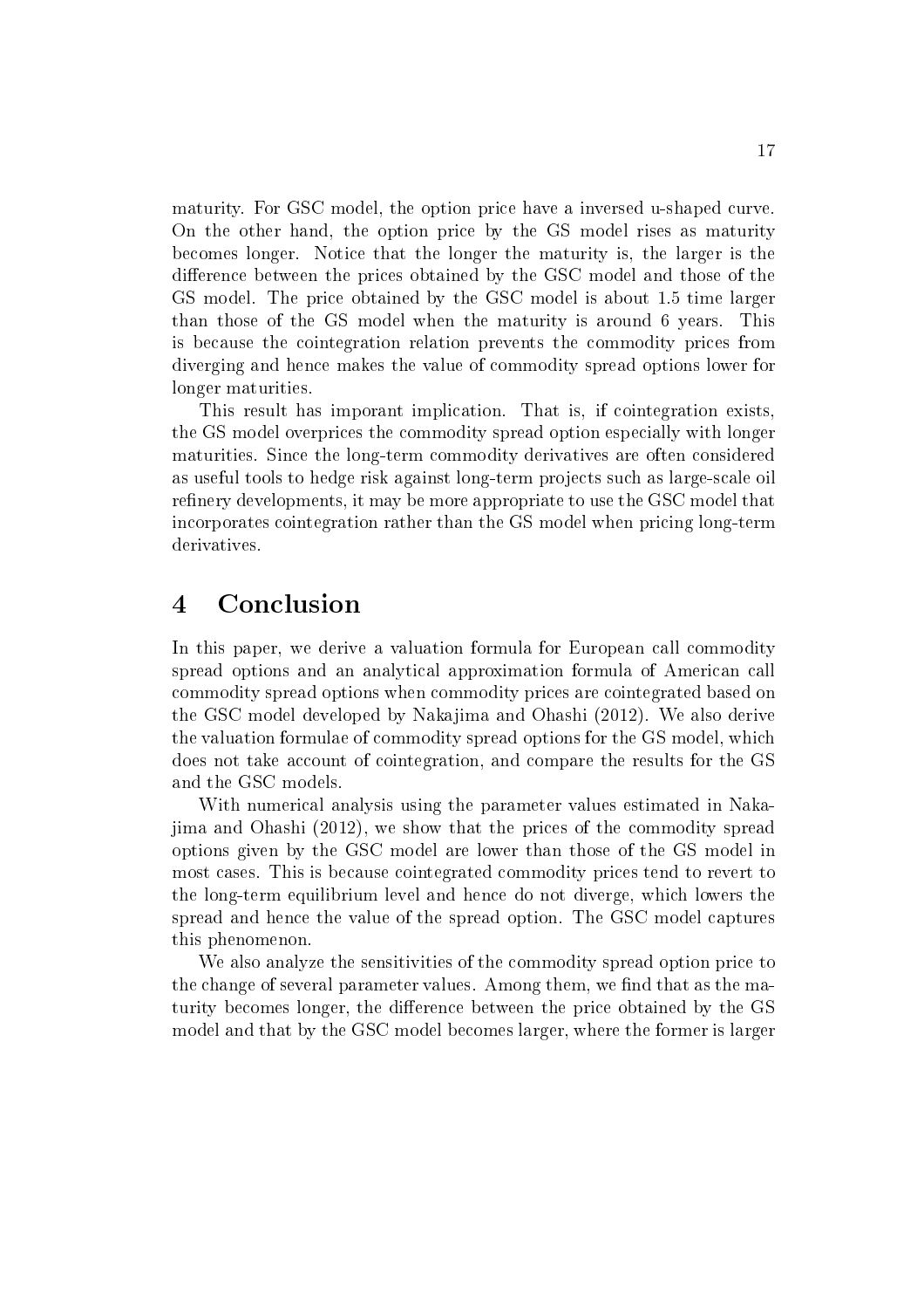maturity. For GSC model, the option price have a inversed u-shaped curve. On the other hand, the option price by the GS model rises as maturity becomes longer. Notice that the longer the maturity is, the larger is the difference between the prices obtained by the GSC model and those of the GS model. The price obtained by the GSC model is about 1.5 time larger than those of the GS model when the maturity is around 6 years. This is because the cointegration relation prevents the commodity prices from diverging and hence makes the value of commodity spread options lower for longer maturities.

This result has imporant implication. That is, if cointegration exists, the GS model overprices the commodity spread option especially with longer maturities. Since the long-term commodity derivatives are often considered as useful tools to hedge risk against long-term projects such as large-scale oil refinery developments, it may be more appropriate to use the GSC model that incorporates cointegration rather than the GS model when pricing long-term derivatives.

# 4 Conclusion

In this paper, we derive a valuation formula for European call commodity spread options and an analytical approximation formula of American call commodity spread options when commodity prices are cointegrated based on the GSC model developed by Nakajima and Ohashi (2012). We also derive the valuation formulae of commodity spread options for the GS model, which does not take account of cointegration, and compare the results for the GS and the GSC models.

With numerical analysis using the parameter values estimated in Nakajima and Ohashi (2012), we show that the prices of the commodity spread options given by the GSC model are lower than those of the GS model in most cases. This is because cointegrated commodity prices tend to revert to the long-term equilibrium level and hence do not diverge, which lowers the spread and hence the value of the spread option. The GSC model captures this phenomenon.

We also analyze the sensitivities of the commodity spread option price to the change of several parameter values. Among them, we find that as the maturity becomes longer, the difference between the price obtained by the GS model and that by the GSC model becomes larger, where the former is larger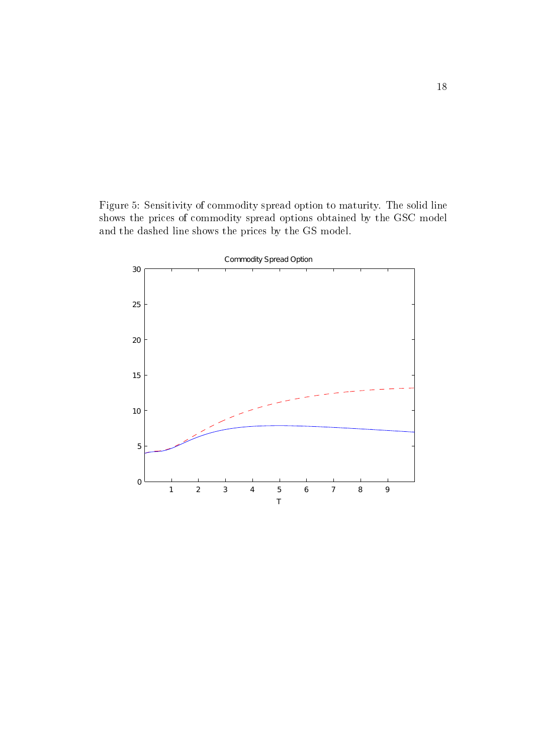Figure 5: Sensitivity of commodity spread option to maturity. The solid line shows the prices of commodity spread options obtained by the GSC model and the dashed line shows the prices by the GS model.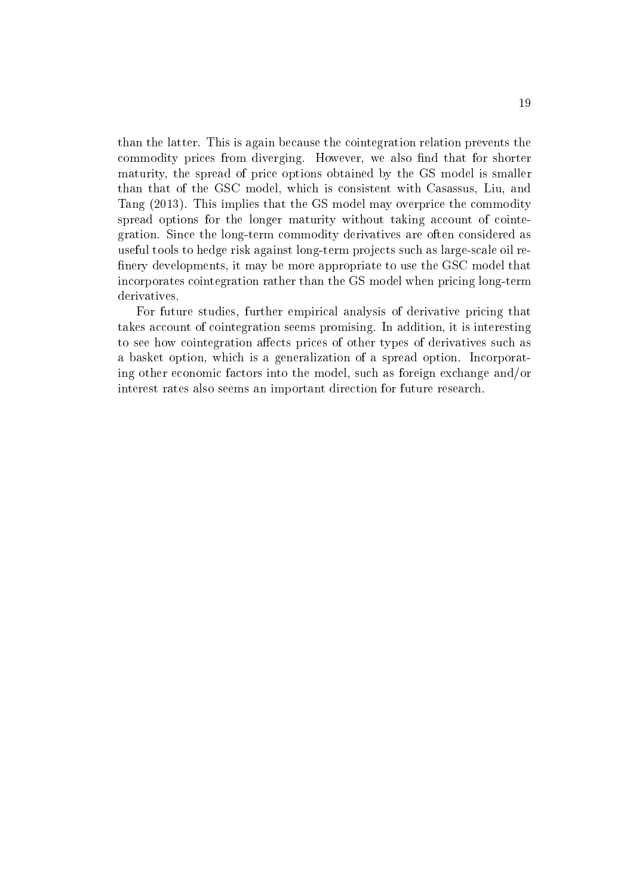than the latter. This is again because the cointegration relation prevents the commodity prices from diverging. However, we also find that for shorter maturity, the spread of price options obtained by the GS model is smaller than that of the GSC model, which is consistent with Casassus, Liu, and Tang (2013). This implies that the GS model may overprice the commodity spread options for the longer maturity without taking account of cointegration. Since the long-term commodity derivatives are often considered as useful tools to hedge risk against long-term projects such as large-scale oil refinery developments, it may be more appropriate to use the GSC model that incorporates cointegration rather than the GS model when pricing long-term derivatives.

For future studies, further empirical analysis of derivative pricing that takes account of cointegration seems promising. In addition, it is interesting to see how cointegration affects prices of other types of derivatives such as a basket option, which is a generalization of a spread option. Incorporating other economic factors into the model, such as foreign exchange and/or interest rates also seems an important direction for future research.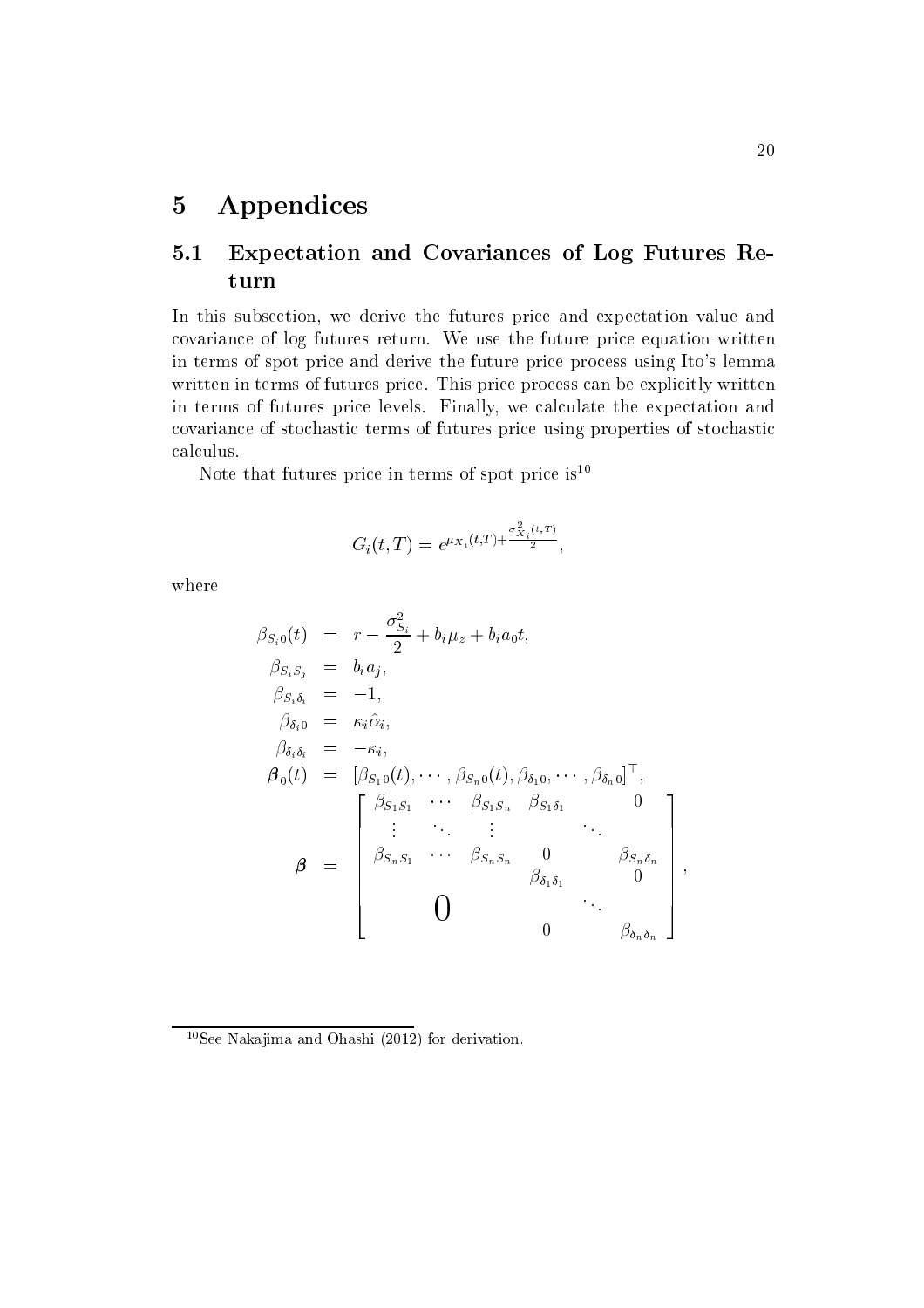# 5 Appendices

## 5.1 Expectation and Covariances of Log Futures Return

In this subsection, we derive the futures price and expectation value and covariance of log futures return. We use the future price equation written in terms of spot price and derive the future price process using Ito's lemma written in terms of futures price. This price process can be explicitly written in terms of futures price levels. Finally, we calculate the expectation and covariance of stochastic terms of futures price using properties of stochastic calculus.

Note that futures price in terms of spot price is[10]

$$G_i(t,T) = e^{\mu_{X_i}(t,T) + \frac{\sigma^2_{X_i}(t,T)}{2}},$$

where

$$\begin{aligned}
\beta_{S_i 0}(t) &= r - \frac{\sigma^2_{S_i}}{2} + b_i \mu_z + b_i a_0 t, \\
\beta_{S_i S_j} &= b_i a_j, \\
\beta_{S_i \delta_i} &= -1, \\
\beta_{\delta_i 0} &= \kappa_i \hat{\alpha}_i, \\
\beta_{\delta_i \delta_i} &= -\kappa_i, \\
\boldsymbol{\beta}_0(t) &= \left[\beta_{S_1 0}(t), \cdots, \beta_{S_n 0}(t), \beta_{\delta_1 0}, \cdots, \beta_{\delta_n 0}\right]^\top, \\
\boldsymbol{\beta} &= \begin{bmatrix}
\beta_{S_1 S_1} & \cdots & \beta_{S_1 S_n} & \beta_{S_1 \delta_1} & & 0 \\
\vdots & \ddots & \vdots & & \ddots & \\
\beta_{S_n S_1} & \cdots & \beta_{S_n S_n} & 0 & & \beta_{S_n \delta_n} \\
 & & & \beta_{\delta_1 \delta_1} & & 0 \\
 & 0 & & & \ddots & \\
 & & & 0 & & \beta_{\delta_n \delta_n}
\end{bmatrix},
\end{aligned}$$

[10] See Nakajima and Ohashi (2012) for derivation.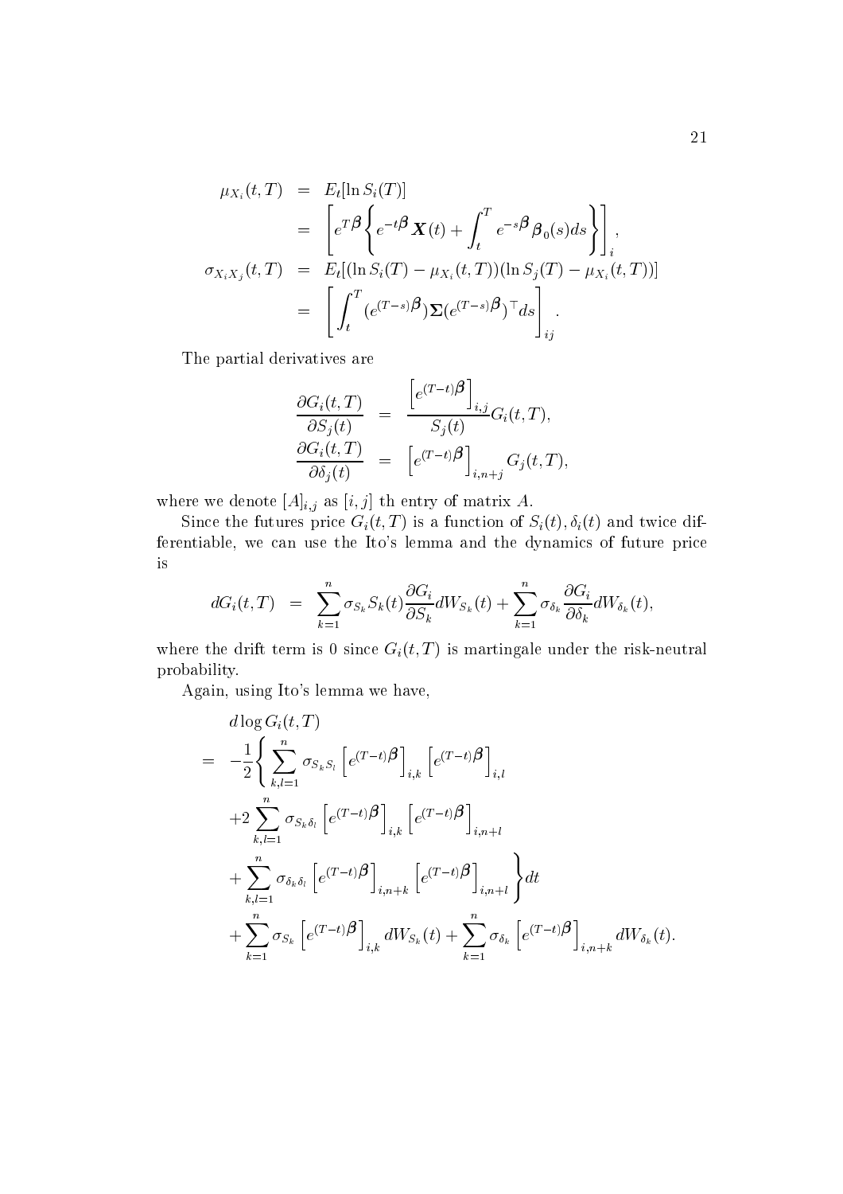$$
\begin{aligned}
\mu_{X_i}(t,T) &= E_t[\ln S_i(T)] \\
&= \left[ e^{T\boldsymbol{\beta}} \left\{ e^{-t\boldsymbol{\beta}} \boldsymbol{X}(t) + \int_t^T e^{-s\boldsymbol{\beta}} \boldsymbol{\beta}_0(s) ds \right\} \right]_i, \\
\sigma_{X_i X_j}(t,T) &= E_t[(\ln S_i(T) - \mu_{X_i}(t,T))(\ln S_j(T) - \mu_{X_i}(t,T))] \\
&= \left[ \int_t^T (e^{(T-s)\boldsymbol{\beta}}) \boldsymbol{\Sigma} (e^{(T-s)\boldsymbol{\beta}})^\top ds \right]_{ij}.
\end{aligned}
$$

The partial derivatives are

$$
\begin{aligned}
\frac{\partial G_i(t,T)}{\partial S_j(t)} &= \frac{\left[e^{(T-t)\boldsymbol{\beta}}\right]_{i,j}}{S_j(t)} G_i(t,T), \\
\frac{\partial G_i(t,T)}{\partial \delta_j(t)} &= \left[e^{(T-t)\boldsymbol{\beta}}\right]_{i,n+j} G_j(t,T),
\end{aligned}
$$

where we denote $[A]_{i,j}$ as $[i,j]$ th entry of matrix $A$.

Since the futures price $G_i(t,T)$ is a function of $S_i(t), \delta_i(t)$ and twice differentiable, we can use the Ito's lemma and the dynamics of future price is

$$
dG_i(t,T) = \sum_{k=1}^n \sigma_{S_k} S_k(t) \frac{\partial G_i}{\partial S_k} dW_{S_k}(t) + \sum_{k=1}^n \sigma_{\delta_k} \frac{\partial G_i}{\partial \delta_k} dW_{\delta_k}(t),
$$

where the drift term is 0 since $G_i(t,T)$ is martingale under the risk-neutral probability.

Again, using Ito's lemma we have,

$$
\begin{aligned}
& d \log G_i(t,T) \\
= & -\frac{1}{2} \Bigg\{ \sum_{k,l=1}^n \sigma_{S_k S_l} \left[e^{(T-t)\boldsymbol{\beta}}\right]_{i,k} \left[e^{(T-t)\boldsymbol{\beta}}\right]_{i,l} \\
& + 2 \sum_{k,l=1}^n \sigma_{S_k \delta_l} \left[e^{(T-t)\boldsymbol{\beta}}\right]_{i,k} \left[e^{(T-t)\boldsymbol{\beta}}\right]_{i,n+l} \\
& + \sum_{k,l=1}^n \sigma_{\delta_k \delta_l} \left[e^{(T-t)\boldsymbol{\beta}}\right]_{i,n+k} \left[e^{(T-t)\boldsymbol{\beta}}\right]_{i,n+l} \Bigg\} dt \\
& + \sum_{k=1}^n \sigma_{S_k} \left[e^{(T-t)\boldsymbol{\beta}}\right]_{i,k} dW_{S_k}(t) + \sum_{k=1}^n \sigma_{\delta_k} \left[e^{(T-t)\boldsymbol{\beta}}\right]_{i,n+k} dW_{\delta_k}(t).
\end{aligned}
$$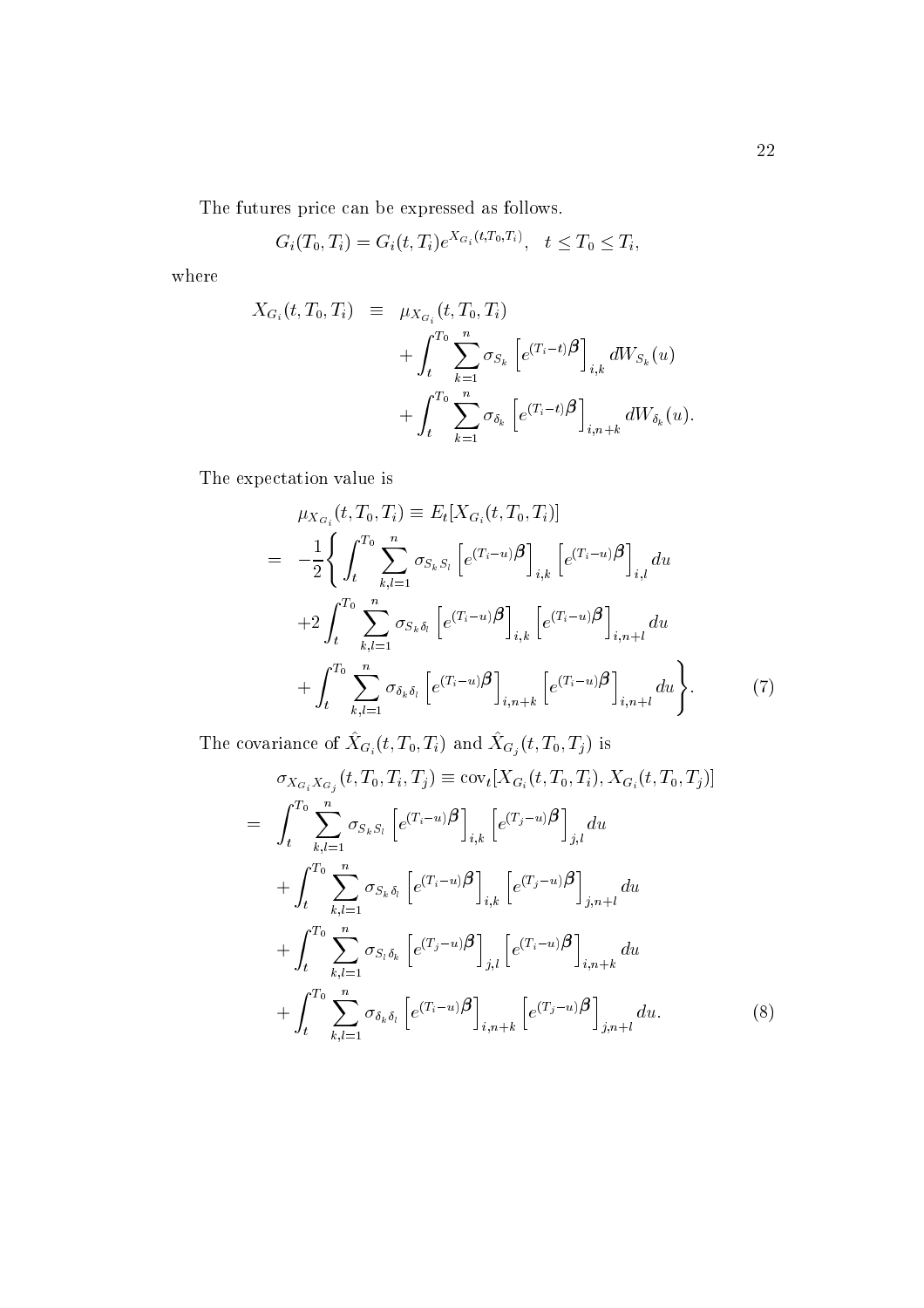The futures price can be expressed as follows.

$$G_i(T_0, T_i) = G_i(t, T_i) e^{X_{G_i}(t, T_0, T_i)}, \quad t \leq T_0 \leq T_i,$$

where

$$\begin{aligned}
X_{G_i}(t, T_0, T_i) \;\; &\equiv \;\; \mu_{X_{G_i}}(t, T_0, T_i) \\
&\quad + \int_t^{T_0} \sum_{k=1}^{n} \sigma_{S_k} \left[ e^{(T_i - t)\boldsymbol{\beta}} \right]_{i,k} dW_{S_k}(u) \\
&\quad + \int_t^{T_0} \sum_{k=1}^{n} \sigma_{\delta_k} \left[ e^{(T_i - t)\boldsymbol{\beta}} \right]_{i,n+k} dW_{\delta_k}(u).
\end{aligned}$$

The expectation value is

$$\begin{aligned}
&\mu_{X_{G_i}}(t, T_0, T_i) \equiv E_t[X_{G_i}(t, T_0, T_i)] \\
= \;\; & -\frac{1}{2} \Bigg\{ \int_t^{T_0} \sum_{k,l=1}^{n} \sigma_{S_k S_l} \left[ e^{(T_i - u)\boldsymbol{\beta}} \right]_{i,k} \left[ e^{(T_i - u)\boldsymbol{\beta}} \right]_{i,l} du \\
& + 2 \int_t^{T_0} \sum_{k,l=1}^{n} \sigma_{S_k \delta_l} \left[ e^{(T_i - u)\boldsymbol{\beta}} \right]_{i,k} \left[ e^{(T_i - u)\boldsymbol{\beta}} \right]_{i,n+l} du \\
& + \int_t^{T_0} \sum_{k,l=1}^{n} \sigma_{\delta_k \delta_l} \left[ e^{(T_i - u)\boldsymbol{\beta}} \right]_{i,n+k} \left[ e^{(T_i - u)\boldsymbol{\beta}} \right]_{i,n+l} du \Bigg\}. \qquad (7)
\end{aligned}$$

The covariance of $\hat{X}_{G_i}(t, T_0, T_i)$ and $\hat{X}_{G_j}(t, T_0, T_j)$ is

$$\begin{aligned}
&\sigma_{X_{G_i} X_{G_j}}(t, T_0, T_i, T_j) \equiv \text{cov}_t[X_{G_i}(t, T_0, T_i), X_{G_i}(t, T_0, T_j)] \\
= \;\; & \int_t^{T_0} \sum_{k,l=1}^{n} \sigma_{S_k S_l} \left[ e^{(T_i - u)\boldsymbol{\beta}} \right]_{i,k} \left[ e^{(T_j - u)\boldsymbol{\beta}} \right]_{j,l} du \\
& + \int_t^{T_0} \sum_{k,l=1}^{n} \sigma_{S_k \delta_l} \left[ e^{(T_i - u)\boldsymbol{\beta}} \right]_{i,k} \left[ e^{(T_j - u)\boldsymbol{\beta}} \right]_{j,n+l} du \\
& + \int_t^{T_0} \sum_{k,l=1}^{n} \sigma_{S_l \delta_k} \left[ e^{(T_j - u)\boldsymbol{\beta}} \right]_{j,l} \left[ e^{(T_i - u)\boldsymbol{\beta}} \right]_{i,n+k} du \\
& + \int_t^{T_0} \sum_{k,l=1}^{n} \sigma_{\delta_k \delta_l} \left[ e^{(T_i - u)\boldsymbol{\beta}} \right]_{i,n+k} \left[ e^{(T_j - u)\boldsymbol{\beta}} \right]_{j,n+l} du. \qquad (8)
\end{aligned}$$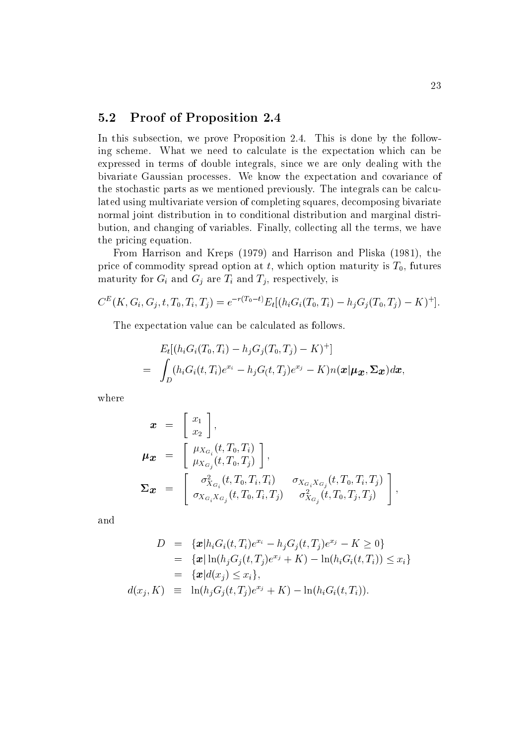## 5.2 Proof of Proposition 2.4

In this subsection, we prove Proposition 2.4. This is done by the following scheme. What we need to calculate is the expectation which can be expressed in terms of double integrals, since we are only dealing with the bivariate Gaussian processes. We know the expectation and covariance of the stochastic parts as we mentioned previously. The integrals can be calculated using multivariate version of completing squares, decomposing bivariate normal joint distribution in to conditional distribution and marginal distribution, and changing of variables. Finally, collecting all the terms, we have the pricing equation.

From Harrison and Kreps (1979) and Harrison and Pliska (1981), the price of commodity spread option at $t$, which option maturity is $T_0$, futures maturity for $G_i$ and $G_j$ are $T_i$ and $T_j$, respectively, is

$$C^E(K, G_i, G_j, t, T_0, T_i, T_j) = e^{-r(T_0-t)} E_t[(h_i G_i(T_0, T_i) - h_j G_j(T_0, T_j) - K)^+].$$

The expectation value can be calculated as follows.

$$\begin{aligned}
& E_t[(h_i G_i(T_0, T_i) - h_j G_j(T_0, T_j) - K)^+] \\
= & \int_D (h_i G_i(t, T_i) e^{x_i} - h_j G_(t, T_j) e^{x_j} - K) n(\boldsymbol{x} | \boldsymbol{\mu_x}, \boldsymbol{\Sigma_x}) d\boldsymbol{x},
\end{aligned}$$

where

$$\begin{aligned}
\boldsymbol{x} &= \begin{bmatrix} x_1 \\ x_2 \end{bmatrix}, \\
\boldsymbol{\mu_x} &= \begin{bmatrix} \mu_{X_{G_i}}(t, T_0, T_i) \\ \mu_{X_{G_j}}(t, T_0, T_j) \end{bmatrix}, \\
\boldsymbol{\Sigma_x} &= \begin{bmatrix} \sigma^2_{X_{G_i}}(t, T_0, T_i, T_i) & \sigma_{X_{G_i} X_{G_j}}(t, T_0, T_i, T_j) \\ \sigma_{X_{G_i} X_{G_j}}(t, T_0, T_i, T_j) & \sigma^2_{X_{G_j}}(t, T_0, T_j, T_j) \end{bmatrix},
\end{aligned}$$

and

$$\begin{aligned}
D &= \{\boldsymbol{x} | h_i G_i(t, T_i) e^{x_i} - h_j G_j(t, T_j) e^{x_j} - K \geq 0\} \\
&= \{\boldsymbol{x} | \ln(h_j G_j(t, T_j) e^{x_j} + K) - \ln(h_i G_i(t, T_i)) \leq x_i\} \\
&= \{\boldsymbol{x} | d(x_j) \leq x_i\}, \\
d(x_j, K) &\equiv \ln(h_j G_j(t, T_j) e^{x_j} + K) - \ln(h_i G_i(t, T_i)).
\end{aligned}$$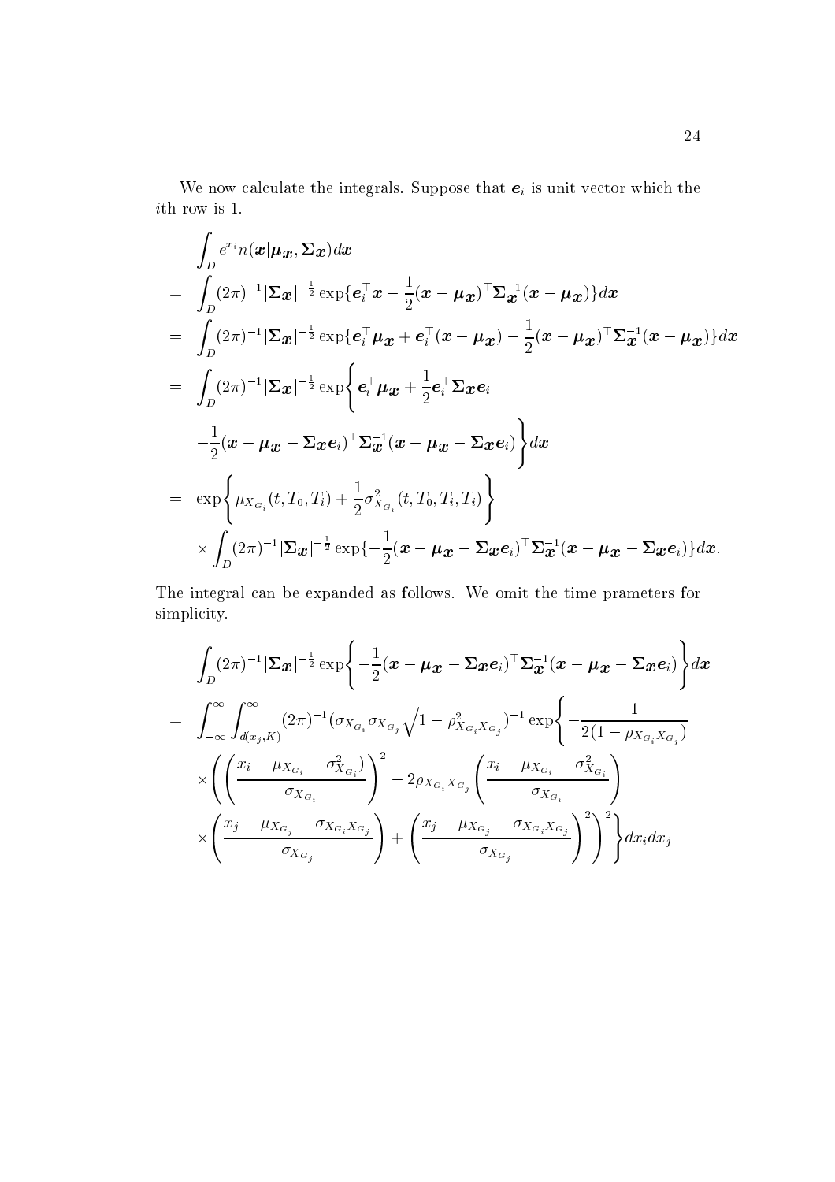We now calculate the integrals. Suppose that $\boldsymbol{e}_i$ is unit vector which the $i$th row is 1.

$$
\begin{aligned}
& \int_D e^{x_i} n(\boldsymbol{x}|\boldsymbol{\mu}_{\boldsymbol{x}}, \boldsymbol{\Sigma}_{\boldsymbol{x}}) d\boldsymbol{x} \\
= & \int_D (2\pi)^{-1} |\boldsymbol{\Sigma}_{\boldsymbol{x}}|^{-\frac{1}{2}} \exp\{\boldsymbol{e}_i^\top \boldsymbol{x} - \frac{1}{2}(\boldsymbol{x} - \boldsymbol{\mu}_{\boldsymbol{x}})^\top \boldsymbol{\Sigma}_{\boldsymbol{x}}^{-1} (\boldsymbol{x} - \boldsymbol{\mu}_{\boldsymbol{x}})\} d\boldsymbol{x} \\
= & \int_D (2\pi)^{-1} |\boldsymbol{\Sigma}_{\boldsymbol{x}}|^{-\frac{1}{2}} \exp\{\boldsymbol{e}_i^\top \boldsymbol{\mu}_{\boldsymbol{x}} + \boldsymbol{e}_i^\top (\boldsymbol{x} - \boldsymbol{\mu}_{\boldsymbol{x}}) - \frac{1}{2}(\boldsymbol{x} - \boldsymbol{\mu}_{\boldsymbol{x}})^\top \boldsymbol{\Sigma}_{\boldsymbol{x}}^{-1} (\boldsymbol{x} - \boldsymbol{\mu}_{\boldsymbol{x}})\} d\boldsymbol{x} \\
= & \int_D (2\pi)^{-1} |\boldsymbol{\Sigma}_{\boldsymbol{x}}|^{-\frac{1}{2}} \exp\Bigg\{ \boldsymbol{e}_i^\top \boldsymbol{\mu}_{\boldsymbol{x}} + \frac{1}{2} \boldsymbol{e}_i^\top \boldsymbol{\Sigma}_{\boldsymbol{x}} \boldsymbol{e}_i \\
& -\frac{1}{2}(\boldsymbol{x} - \boldsymbol{\mu}_{\boldsymbol{x}} - \boldsymbol{\Sigma}_{\boldsymbol{x}} \boldsymbol{e}_i)^\top \boldsymbol{\Sigma}_{\boldsymbol{x}}^{-1} (\boldsymbol{x} - \boldsymbol{\mu}_{\boldsymbol{x}} - \boldsymbol{\Sigma}_{\boldsymbol{x}} \boldsymbol{e}_i) \Bigg\} d\boldsymbol{x} \\
= & \exp\Bigg\{ \mu_{X_{G_i}}(t, T_0, T_i) + \frac{1}{2} \sigma^2_{X_{G_i}}(t, T_0, T_i, T_i) \Bigg\} \\
& \times \int_D (2\pi)^{-1} |\boldsymbol{\Sigma}_{\boldsymbol{x}}|^{-\frac{1}{2}} \exp\{-\frac{1}{2}(\boldsymbol{x} - \boldsymbol{\mu}_{\boldsymbol{x}} - \boldsymbol{\Sigma}_{\boldsymbol{x}} \boldsymbol{e}_i)^\top \boldsymbol{\Sigma}_{\boldsymbol{x}}^{-1} (\boldsymbol{x} - \boldsymbol{\mu}_{\boldsymbol{x}} - \boldsymbol{\Sigma}_{\boldsymbol{x}} \boldsymbol{e}_i)\} d\boldsymbol{x}.
\end{aligned}
$$

The integral can be expanded as follows. We omit the time prameters for simplicity.

$$
\begin{aligned}
& \int_D (2\pi)^{-1} |\boldsymbol{\Sigma}_{\boldsymbol{x}}|^{-\frac{1}{2}} \exp\Bigg\{ -\frac{1}{2}(\boldsymbol{x} - \boldsymbol{\mu}_{\boldsymbol{x}} - \boldsymbol{\Sigma}_{\boldsymbol{x}} \boldsymbol{e}_i)^\top \boldsymbol{\Sigma}_{\boldsymbol{x}}^{-1} (\boldsymbol{x} - \boldsymbol{\mu}_{\boldsymbol{x}} - \boldsymbol{\Sigma}_{\boldsymbol{x}} \boldsymbol{e}_i) \Bigg\} d\boldsymbol{x} \\
= & \int_{-\infty}^{\infty} \int_{d(x_j, K)}^{\infty} (2\pi)^{-1} (\sigma_{X_{G_i}} \sigma_{X_{G_j}} \sqrt{1 - \rho^2_{X_{G_i} X_{G_j}}})^{-1} \exp\Bigg\{ -\frac{1}{2(1 - \rho_{X_{G_i} X_{G_j}})} \\
& \times \Bigg( \Bigg( \frac{x_i - \mu_{X_{G_i}} - \sigma^2_{X_{G_i}})}{\sigma_{X_{G_i}}} \Bigg)^2 - 2\rho_{X_{G_i} X_{G_j}} \Bigg( \frac{x_i - \mu_{X_{G_i}} - \sigma^2_{X_{G_i}}}{\sigma_{X_{G_i}}} \Bigg) \\
& \times \Bigg( \frac{x_j - \mu_{X_{G_j}} - \sigma_{X_{G_i} X_{G_j}}}{\sigma_{X_{G_j}}} \Bigg) + \Bigg( \frac{x_j - \mu_{X_{G_j}} - \sigma_{X_{G_i} X_{G_j}}}{\sigma_{X_{G_j}}} \Bigg)^2 \Bigg)^2 \Bigg\} dx_i dx_j
\end{aligned}
$$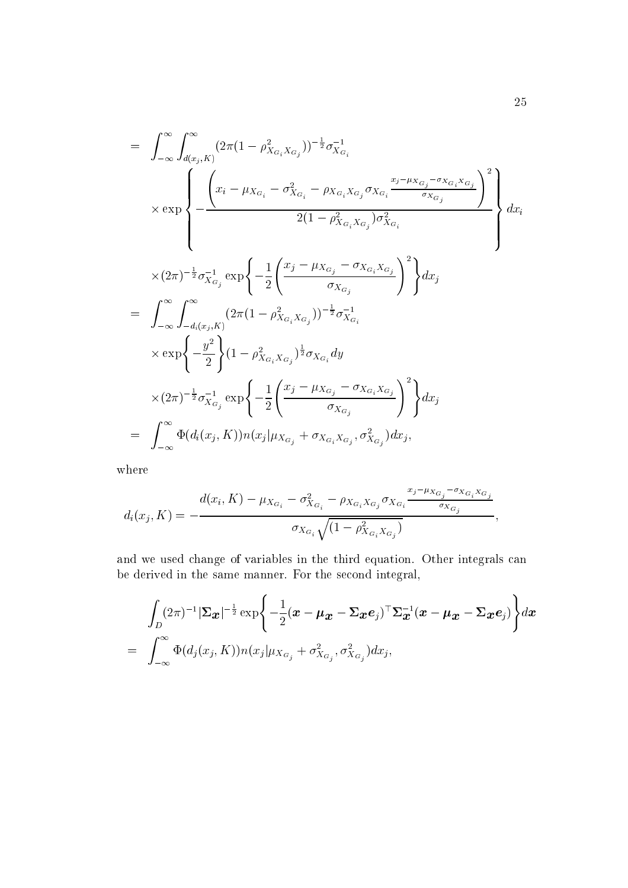$$
\begin{aligned}
&= \int_{-\infty}^{\infty} \int_{d(x_j,K)}^{\infty} (2\pi(1-\rho_{X_{G_i}X_{G_j}}^2))^{-\frac{1}{2}} \sigma_{X_{G_i}}^{-1} \\
&\quad \times \exp\left\{ -\frac{\left( x_i - \mu_{X_{G_i}} - \sigma_{X_{G_i}}^2 - \rho_{X_{G_i}X_{G_j}} \sigma_{X_{G_i}} \frac{x_j - \mu_{X_{G_j}} - \sigma_{X_{G_i}X_{G_j}}}{\sigma_{X_{G_j}}} \right)^2}{2(1-\rho_{X_{G_i}X_{G_j}}^2)\sigma_{X_{G_i}}^2} \right\} dx_i \\
&\quad \times (2\pi)^{-\frac{1}{2}} \sigma_{X_{G_j}}^{-1} \exp\left\{ -\frac{1}{2} \left( \frac{x_j - \mu_{X_{G_j}} - \sigma_{X_{G_i}X_{G_j}}}{\sigma_{X_{G_j}}} \right)^2 \right\} dx_j \\
&= \int_{-\infty}^{\infty} \int_{-d_i(x_j,K)}^{\infty} (2\pi(1-\rho_{X_{G_i}X_{G_j}}^2))^{-\frac{1}{2}} \sigma_{X_{G_i}}^{-1} \\
&\quad \times \exp\left\{ -\frac{y^2}{2} \right\} (1-\rho_{X_{G_i}X_{G_j}}^2)^{\frac{1}{2}} \sigma_{X_{G_i}} dy \\
&\quad \times (2\pi)^{-\frac{1}{2}} \sigma_{X_{G_j}}^{-1} \exp\left\{ -\frac{1}{2} \left( \frac{x_j - \mu_{X_{G_j}} - \sigma_{X_{G_i}X_{G_j}}}{\sigma_{X_{G_j}}} \right)^2 \right\} dx_j \\
&= \int_{-\infty}^{\infty} \Phi(d_i(x_j,K)) n(x_j | \mu_{X_{G_j}} + \sigma_{X_{G_i}X_{G_j}}, \sigma_{X_{G_j}}^2) dx_j,
\end{aligned}
$$

where

$$
d_i(x_j,K) = -\frac{d(x_i,K) - \mu_{X_{G_i}} - \sigma_{X_{G_i}}^2 - \rho_{X_{G_i}X_{G_j}} \sigma_{X_{G_i}} \frac{x_j - \mu_{X_{G_j}} - \sigma_{X_{G_i}X_{G_j}}}{\sigma_{X_{G_j}}}}{\sigma_{X_{G_i}} \sqrt{(1-\rho_{X_{G_i}X_{G_j}}^2)}},
$$

and we used change of variables in the third equation. Other integrals can be derived in the same manner. For the second integral,

$$
\begin{aligned}
&\int_D (2\pi)^{-1} |\boldsymbol{\Sigma}_{\boldsymbol{x}}|^{-\frac{1}{2}} \exp\left\{ -\frac{1}{2} (\boldsymbol{x} - \boldsymbol{\mu}_{\boldsymbol{x}} - \boldsymbol{\Sigma}_{\boldsymbol{x}} \boldsymbol{e}_j)^\top \boldsymbol{\Sigma}_{\boldsymbol{x}}^{-1} (\boldsymbol{x} - \boldsymbol{\mu}_{\boldsymbol{x}} - \boldsymbol{\Sigma}_{\boldsymbol{x}} \boldsymbol{e}_j) \right\} d\boldsymbol{x} \\
&= \int_{-\infty}^{\infty} \Phi(d_j(x_j,K)) n(x_j | \mu_{X_{G_j}} + \sigma_{X_{G_j}}^2, \sigma_{X_{G_j}}^2) dx_j,
\end{aligned}
$$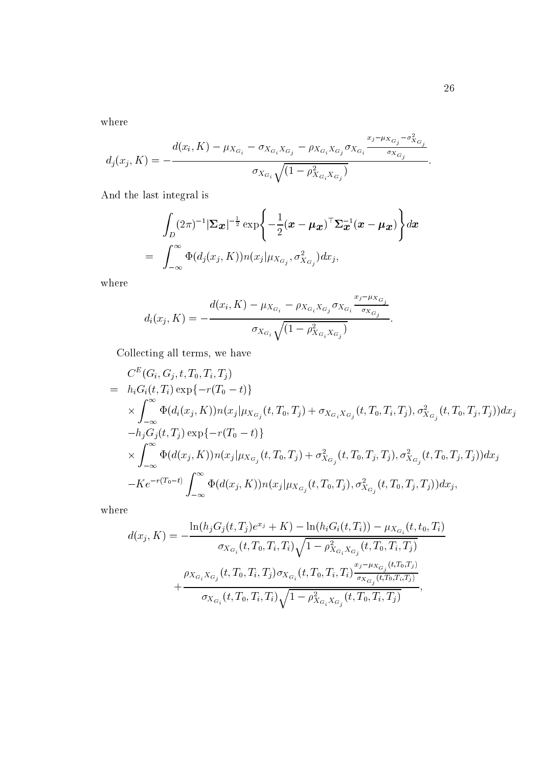where

$$d_j(x_j, K) = -\frac{d(x_i, K) - \mu_{X_{G_i}} - \sigma_{X_{G_i}X_{G_j}} - \rho_{X_{G_i}X_{G_j}}\sigma_{X_{G_i}}\frac{x_j - \mu_{X_{G_j}} - \sigma^2_{X_{G_j}}}{\sigma_{X_{G_j}}}}{\sigma_{X_{G_i}}\sqrt{(1-\rho^2_{X_{G_i}X_{G_j}})}}.$$

And the last integral is

$$\begin{aligned}
&\int_D (2\pi)^{-1}|\boldsymbol{\Sigma_x}|^{-\frac{1}{2}}\exp\left\{-\frac{1}{2}(\boldsymbol{x}-\boldsymbol{\mu_x})^\top\boldsymbol{\Sigma_x^{-1}}(\boldsymbol{x}-\boldsymbol{\mu_x})\right\}d\boldsymbol{x} \\
= &\int_{-\infty}^{\infty}\Phi(d_j(x_j, K))n(x_j|\mu_{X_{G_j}}, \sigma^2_{X_{G_j}})dx_j,
\end{aligned}$$

where

$$d_i(x_j, K) = -\frac{d(x_i, K) - \mu_{X_{G_i}} - \rho_{X_{G_i}X_{G_j}}\sigma_{X_{G_i}}\frac{x_j - \mu_{X_{G_j}}}{\sigma_{X_{G_j}}}}{\sigma_{X_{G_i}}\sqrt{(1-\rho^2_{X_{G_i}X_{G_j}})}}.$$

Collecting all terms, we have

$$\begin{aligned}
&C^E(G_i, G_j, t, T_0, T_i, T_j) \\
= \; &h_i G_i(t, T_i)\exp\{-r(T_0-t)\} \\
&\times \int_{-\infty}^{\infty}\Phi(d_i(x_j, K))n(x_j|\mu_{X_{G_j}}(t, T_0, T_j) + \sigma_{X_{G_i}X_{G_j}}(t, T_0, T_i, T_j), \sigma^2_{X_{G_j}}(t, T_0, T_j, T_j))dx_j \\
&-h_j G_j(t, T_j)\exp\{-r(T_0-t)\} \\
&\times \int_{-\infty}^{\infty}\Phi(d(x_j, K))n(x_j|\mu_{X_{G_j}}(t, T_0, T_j) + \sigma^2_{X_{G_j}}(t, T_0, T_j, T_j), \sigma^2_{X_{G_j}}(t, T_0, T_j, T_j))dx_j \\
&-Ke^{-r(T_0-t)}\int_{-\infty}^{\infty}\Phi(d(x_j, K))n(x_j|\mu_{X_{G_j}}(t, T_0, T_j), \sigma^2_{X_{G_j}}(t, T_0, T_j, T_j))dx_j,
\end{aligned}$$

where

$$\begin{aligned}
d(x_j, K) = &-\frac{\ln(h_j G_j(t, T_j)e^{x_j} + K) - \ln(h_i G_i(t, T_i)) - \mu_{X_{G_i}}(t, t_0, T_i)}{\sigma_{X_{G_i}}(t, T_0, T_i, T_i)\sqrt{1-\rho^2_{X_{G_i}X_{G_j}}(t, T_0, T_i, T_j)}} \\
&+\frac{\rho_{X_{G_i}X_{G_j}}(t, T_0, T_i, T_j)\sigma_{X_{G_i}}(t, T_0, T_i, T_i)\frac{x_j - \mu_{X_{G_j}}(t, T_0, T_j)}{\sigma_{X_{G_j}}(t, T_0, T_i, T_j)}}{\sigma_{X_{G_i}}(t, T_0, T_i, T_i)\sqrt{1-\rho^2_{X_{G_i}X_{G_j}}(t, T_0, T_i, T_j)}},
\end{aligned}$$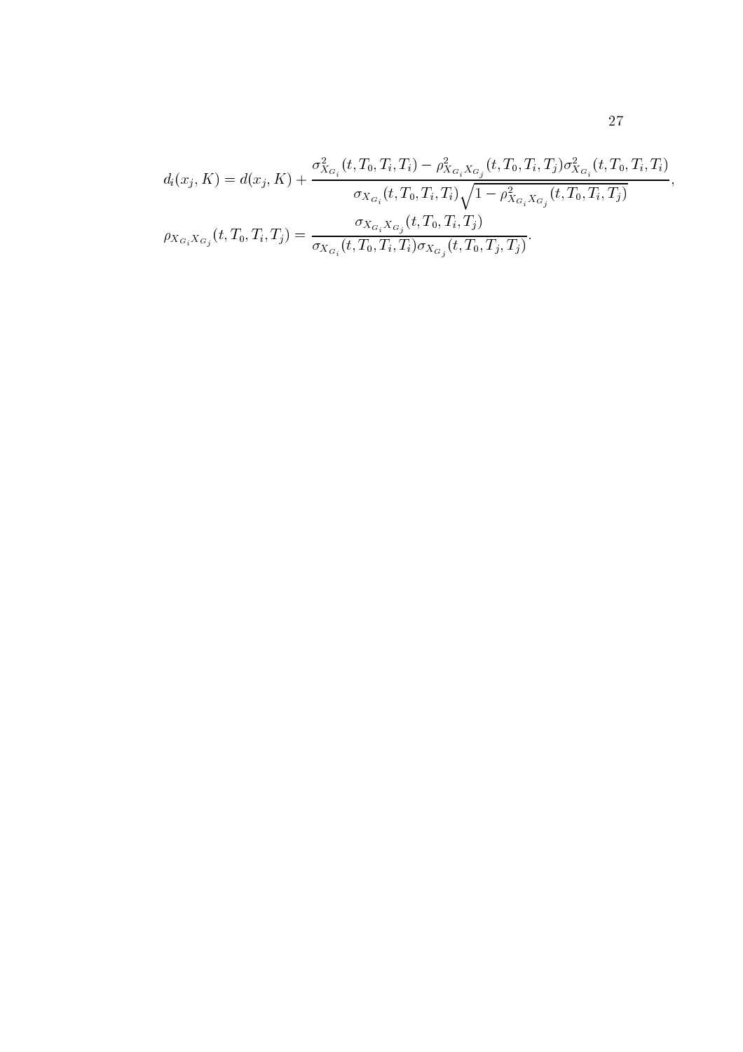$$d_i(x_j, K) = d(x_j, K) + \frac{\sigma^2_{X_{G_i}}(t, T_0, T_i, T_i) - \rho^2_{X_{G_i}X_{G_j}}(t, T_0, T_i, T_j)\sigma^2_{X_{G_i}}(t, T_0, T_i, T_i)}{\sigma_{X_{G_i}}(t, T_0, T_i, T_i)\sqrt{1 - \rho^2_{X_{G_i}X_{G_j}}(t, T_0, T_i, T_j)}},$$

$$\rho_{X_{G_i}X_{G_j}}(t, T_0, T_i, T_j) = \frac{\sigma_{X_{G_i}X_{G_j}}(t, T_0, T_i, T_j)}{\sigma_{X_{G_i}}(t, T_0, T_i, T_i)\sigma_{X_{G_j}}(t, T_0, T_j, T_j)}.$$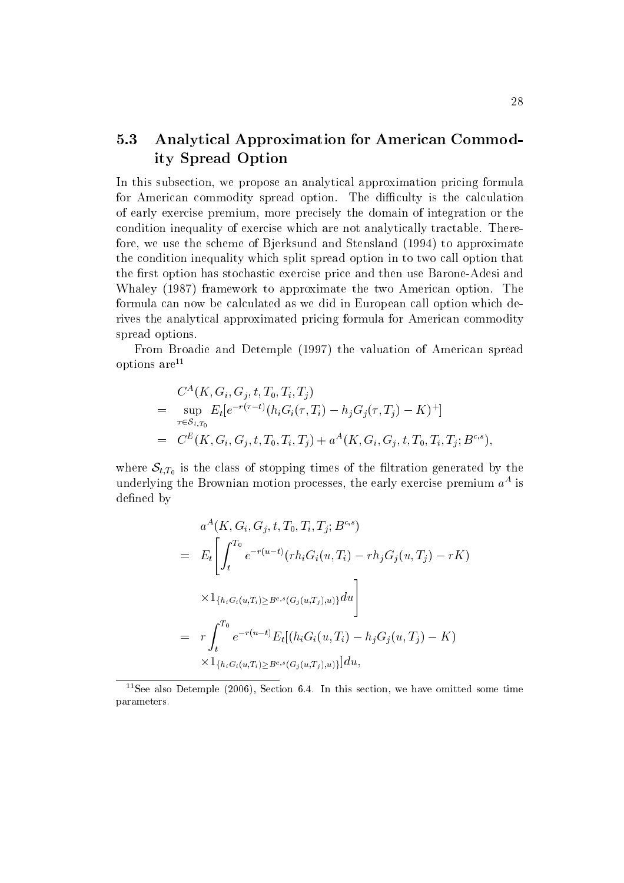## 5.3 Analytical Approximation for American Commodity Spread Option

In this subsection, we propose an analytical approximation pricing formula for American commodity spread option. The difficulty is the calculation of early exercise premium, more precisely the domain of integration or the condition inequality of exercise which are not analytically tractable. Therefore, we use the scheme of Bjerksund and Stensland (1994) to approximate the condition inequality which split spread option in to two call option that the first option has stochastic exercise price and then use Barone-Adesi and Whaley (1987) framework to approximate the two American option. The formula can now be calculated as we did in European call option which derives the analytical approximated pricing formula for American commodity spread options.

From Broadie and Detemple (1997) the valuation of American spread options are[11]

$$
\begin{aligned}
& C^A(K, G_i, G_j, t, T_0, T_i, T_j) \\
= & \sup_{\tau \in \mathcal{S}_{t,T_0}} E_t[e^{-r(\tau - t)}(h_i G_i(\tau, T_i) - h_j G_j(\tau, T_j) - K)^+] \\
= & C^E(K, G_i, G_j, t, T_0, T_i, T_j) + a^A(K, G_i, G_j, t, T_0, T_i, T_j; B^{c,s}),
\end{aligned}
$$

where $\mathcal{S}_{t,T_0}$ is the class of stopping times of the filtration generated by the underlying the Brownian motion processes, the early exercise premium $a^A$ is defined by

$$
\begin{aligned}
& a^A(K, G_i, G_j, t, T_0, T_i, T_j; B^{c,s}) \\
= & E_t\left[\int_t^{T_0} e^{-r(u-t)}(rh_i G_i(u, T_i) - rh_j G_j(u, T_j) - rK) \right. \\
& \left. \times 1_{\{h_i G_i(u,T_i) \geq B^{c,s}(G_j(u,T_j),u)\}} du \right] \\
= & r \int_t^{T_0} e^{-r(u-t)} E_t[(h_i G_i(u, T_i) - h_j G_j(u, T_j) - K) \\
& \times 1_{\{h_i G_i(u,T_i) \geq B^{c,s}(G_j(u,T_j),u)\}}] du,
\end{aligned}
$$

[11] See also Detemple (2006), Section 6.4. In this section, we have omitted some time parameters.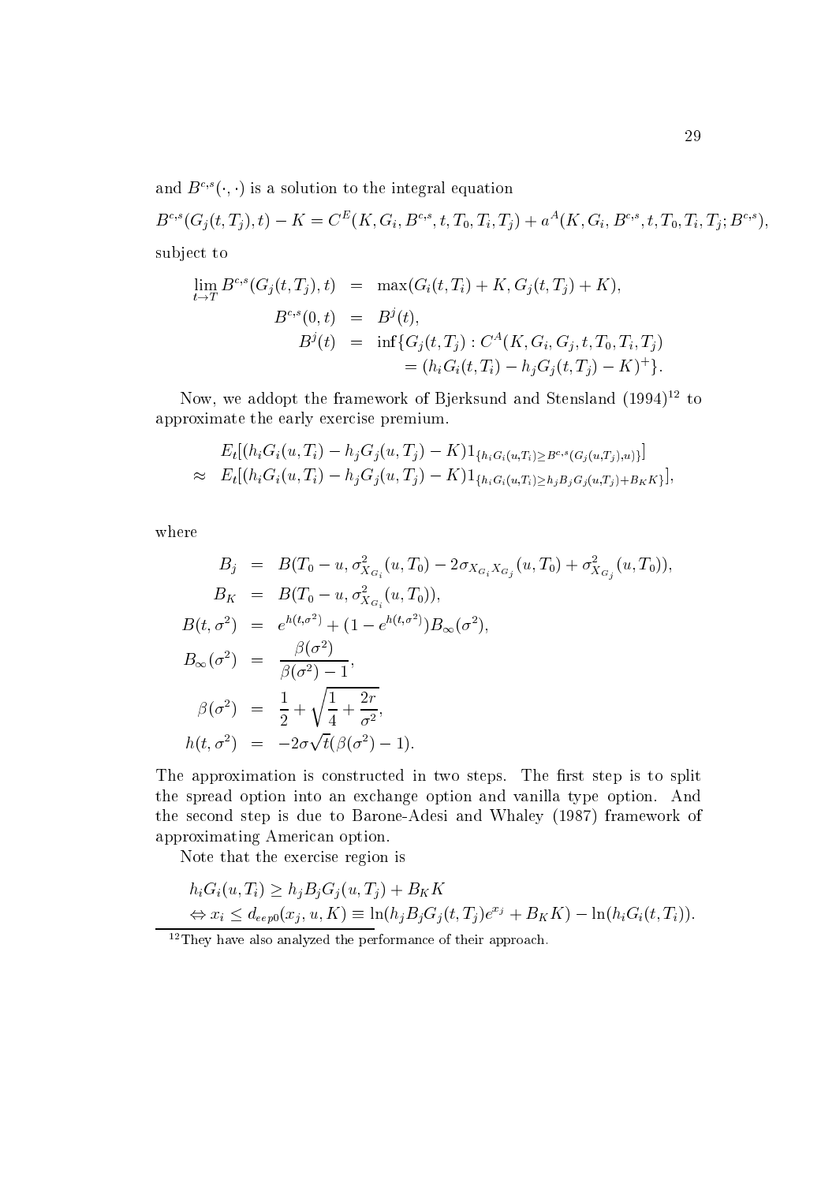and $B^{c,s}(\cdot,\cdot)$ is a solution to the integral equation

$$B^{c,s}(G_j(t,T_j),t) - K = C^E(K, G_i, B^{c,s}, t, T_0, T_i, T_j) + a^A(K, G_i, B^{c,s}, t, T_0, T_i, T_j; B^{c,s}),$$

subject to

$$\begin{aligned}
\lim_{t\to T} B^{c,s}(G_j(t,T_j),t) &= \max(G_i(t,T_i)+K, G_j(t,T_j)+K), \\
B^{c,s}(0,t) &= B^j(t), \\
B^j(t) &= \inf\{G_j(t,T_j) : C^A(K, G_i, G_j, t, T_0, T_i, T_j) \\
&\qquad = (h_i G_i(t,T_i) - h_j G_j(t,T_j) - K)^+\}.
\end{aligned}$$

Now, we addopt the framework of Bjerksund and Stensland (1994)[12] to approximate the early exercise premium.

$$\begin{aligned}
& E_t[(h_i G_i(u,T_i) - h_j G_j(u,T_j) - K)1_{\{h_i G_i(u,T_i) \geq B^{c,s}(G_j(u,T_j),u)\}}] \\
\approx\ & E_t[(h_i G_i(u,T_i) - h_j G_j(u,T_j) - K)1_{\{h_i G_i(u,T_i) \geq h_j B_j G_j(u,T_j) + B_K K\}}],
\end{aligned}$$

where

$$\begin{aligned}
B_j &= B(T_0 - u, \sigma^2_{X_{G_i}}(u,T_0) - 2\sigma_{X_{G_i}X_{G_j}}(u,T_0) + \sigma^2_{X_{G_j}}(u,T_0)), \\
B_K &= B(T_0 - u, \sigma^2_{X_{G_i}}(u,T_0)), \\
B(t,\sigma^2) &= e^{h(t,\sigma^2)} + (1 - e^{h(t,\sigma^2)})B_\infty(\sigma^2), \\
B_\infty(\sigma^2) &= \frac{\beta(\sigma^2)}{\beta(\sigma^2) - 1}, \\
\beta(\sigma^2) &= \frac{1}{2} + \sqrt{\frac{1}{4} + \frac{2r}{\sigma^2}}, \\
h(t,\sigma^2) &= -2\sigma\sqrt{t}(\beta(\sigma^2) - 1).
\end{aligned}$$

The approximation is constructed in two steps. The first step is to split the spread option into an exchange option and vanilla type option. And the second step is due to Barone-Adesi and Whaley (1987) framework of approximating American option.

Note that the exercise region is

$$\begin{aligned}
& h_i G_i(u,T_i) \geq h_j B_j G_j(u,T_j) + B_K K \\
& \Leftrightarrow x_i \leq d_{eep0}(x_j, u, K) \equiv \ln(h_j B_j G_j(t,T_j)e^{x_j} + B_K K) - \ln(h_i G_i(t,T_i)).
\end{aligned}$$

[12] They have also analyzed the performance of their approach.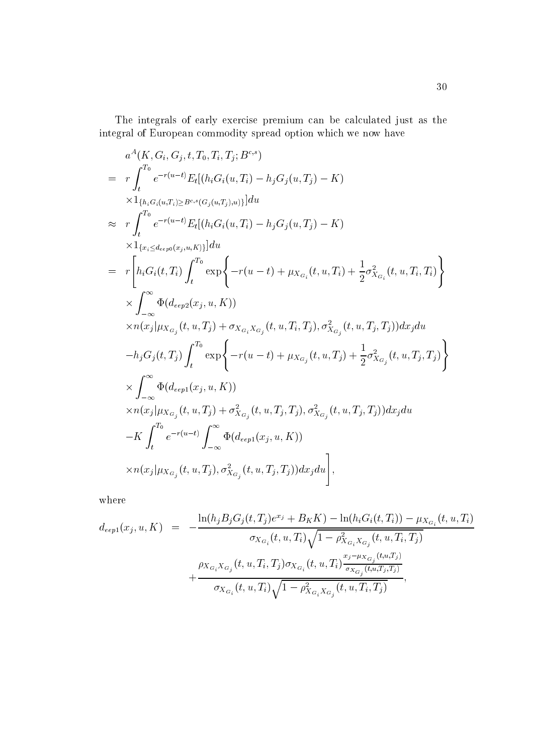The integrals of early exercise premium can be calculated just as the integral of European commodity spread option which we now have

$$
\begin{aligned}
& a^A(K, G_i, G_j, t, T_0, T_i, T_j; B^{c,s}) \\
= \;& r \int_t^{T_0} e^{-r(u-t)} E_t[(h_i G_i(u,T_i) - h_j G_j(u,T_j) - K) \\
& \times 1_{\{h_i G_i(u,T_i) \geq B^{c,s}(G_j(u,T_j),u)\}}] du \\
\approx \;& r \int_t^{T_0} e^{-r(u-t)} E_t[(h_i G_i(u,T_i) - h_j G_j(u,T_j) - K) \\
& \times 1_{\{x_i \leq d_{eep0}(x_j,u,K)\}}] du \\
= \;& r \Bigg[ h_i G_i(t,T_i) \int_t^{T_0} \exp\Bigg\{ -r(u-t) + \mu_{X_{G_i}}(t,u,T_i) + \frac{1}{2}\sigma^2_{X_{G_i}}(t,u,T_i,T_i) \Bigg\} \\
& \times \int_{-\infty}^{\infty} \Phi(d_{eep2}(x_j,u,K)) \\
& \times n(x_j | \mu_{X_{G_j}}(t,u,T_j) + \sigma_{X_{G_i}X_{G_j}}(t,u,T_i,T_j), \sigma^2_{X_{G_j}}(t,u,T_j,T_j)) dx_j du \\
& - h_j G_j(t,T_j) \int_t^{T_0} \exp\Bigg\{ -r(u-t) + \mu_{X_{G_j}}(t,u,T_j) + \frac{1}{2}\sigma^2_{X_{G_j}}(t,u,T_j,T_j) \Bigg\} \\
& \times \int_{-\infty}^{\infty} \Phi(d_{eep1}(x_j,u,K)) \\
& \times n(x_j | \mu_{X_{G_j}}(t,u,T_j) + \sigma^2_{X_{G_j}}(t,u,T_j,T_j), \sigma^2_{X_{G_j}}(t,u,T_j,T_j)) dx_j du \\
& - K \int_t^{T_0} e^{-r(u-t)} \int_{-\infty}^{\infty} \Phi(d_{eep1}(x_j,u,K)) \\
& \times n(x_j | \mu_{X_{G_j}}(t,u,T_j), \sigma^2_{X_{G_j}}(t,u,T_j,T_j)) dx_j du \Bigg],
\end{aligned}
$$

where

$$
\begin{aligned}
d_{eep1}(x_j,u,K) \;=\; & -\frac{\ln(h_j B_j G_j(t,T_j) e^{x_j} + B_K K) - \ln(h_i G_i(t,T_i)) - \mu_{X_{G_i}}(t,u,T_i)}{\sigma_{X_{G_i}}(t,u,T_i)\sqrt{1-\rho^2_{X_{G_i}X_{G_j}}(t,u,T_i,T_j)}} \\
& + \frac{\rho_{X_{G_i}X_{G_j}}(t,u,T_i,T_j)\sigma_{X_{G_i}}(t,u,T_i)\frac{x_j - \mu_{X_{G_j}}(t,u,T_j)}{\sigma_{X_{G_j}}(t,u,T_j,T_j)}}{\sigma_{X_{G_i}}(t,u,T_i)\sqrt{1-\rho^2_{X_{G_i}X_{G_j}}(t,u,T_i,T_j)}},
\end{aligned}
$$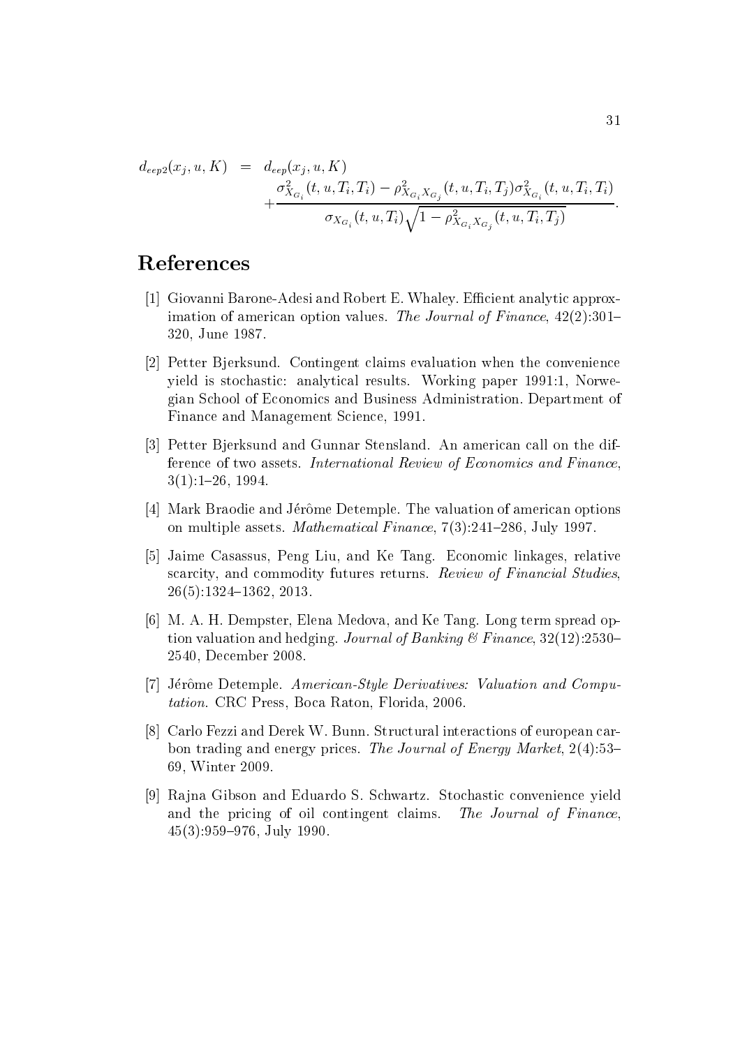$$d_{eep2}(x_j, u, K) = d_{eep}(x_j, u, K) + \frac{\sigma^2_{X_{G_i}}(t, u, T_i, T_i) - \rho^2_{X_{G_i}X_{G_j}}(t, u, T_i, T_j)\sigma^2_{X_{G_i}}(t, u, T_i, T_i)}{\sigma_{X_{G_i}}(t, u, T_i)\sqrt{1 - \rho^2_{X_{G_i}X_{G_j}}(t, u, T_i, T_j)}}.$$

# References

[1] Giovanni Barone-Adesi and Robert E. Whaley. Efficient analytic approximation of american option values. *The Journal of Finance*, 42(2):301–320, June 1987.

[2] Petter Bjerksund. Contingent claims evaluation when the convenience yield is stochastic: analytical results. Working paper 1991:1, Norwegian School of Economics and Business Administration. Department of Finance and Management Science, 1991.

[3] Petter Bjerksund and Gunnar Stensland. An american call on the difference of two assets. *International Review of Economics and Finance*, 3(1):1–26, 1994.

[4] Mark Braodie and Jérôme Detemple. The valuation of american options on multiple assets. *Mathematical Finance*, 7(3):241–286, July 1997.

[5] Jaime Casassus, Peng Liu, and Ke Tang. Economic linkages, relative scarcity, and commodity futures returns. *Review of Financial Studies*, 26(5):1324–1362, 2013.

[6] M. A. H. Dempster, Elena Medova, and Ke Tang. Long term spread option valuation and hedging. *Journal of Banking & Finance*, 32(12):2530–2540, December 2008.

[7] Jérôme Detemple. *American-Style Derivatives: Valuation and Computation*. CRC Press, Boca Raton, Florida, 2006.

[8] Carlo Fezzi and Derek W. Bunn. Structural interactions of european carbon trading and energy prices. *The Journal of Energy Market*, 2(4):53–69, Winter 2009.

[9] Rajna Gibson and Eduardo S. Schwartz. Stochastic convenience yield and the pricing of oil contingent claims. *The Journal of Finance*, 45(3):959–976, July 1990.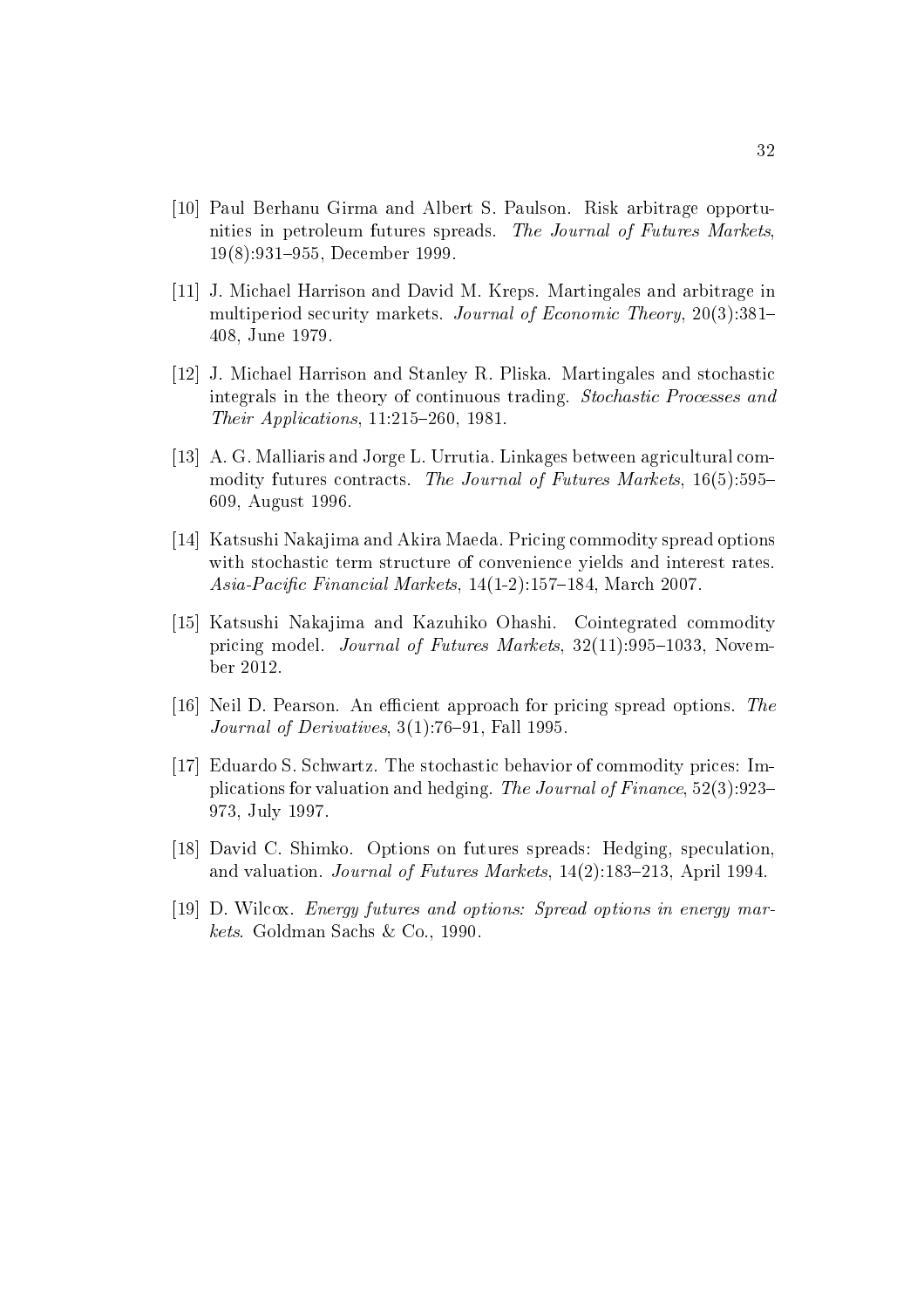[10] Paul Berhanu Girma and Albert S. Paulson. Risk arbitrage opportunities in petroleum futures spreads. *The Journal of Futures Markets*, 19(8):931–955, December 1999.

[11] J. Michael Harrison and David M. Kreps. Martingales and arbitrage in multiperiod security markets. *Journal of Economic Theory*, 20(3):381–408, June 1979.

[12] J. Michael Harrison and Stanley R. Pliska. Martingales and stochastic integrals in the theory of continuous trading. *Stochastic Processes and Their Applications*, 11:215–260, 1981.

[13] A. G. Malliaris and Jorge L. Urrutia. Linkages between agricultural commodity futures contracts. *The Journal of Futures Markets*, 16(5):595–609, August 1996.

[14] Katsushi Nakajima and Akira Maeda. Pricing commodity spread options with stochastic term structure of convenience yields and interest rates. *Asia-Pacific Financial Markets*, 14(1-2):157–184, March 2007.

[15] Katsushi Nakajima and Kazuhiko Ohashi. Cointegrated commodity pricing model. *Journal of Futures Markets*, 32(11):995–1033, November 2012.

[16] Neil D. Pearson. An efficient approach for pricing spread options. *The Journal of Derivatives*, 3(1):76–91, Fall 1995.

[17] Eduardo S. Schwartz. The stochastic behavior of commodity prices: Implications for valuation and hedging. *The Journal of Finance*, 52(3):923–973, July 1997.

[18] David C. Shimko. Options on futures spreads: Hedging, speculation, and valuation. *Journal of Futures Markets*, 14(2):183–213, April 1994.

[19] D. Wilcox. *Energy futures and options: Spread options in energy markets*. Goldman Sachs & Co., 1990.